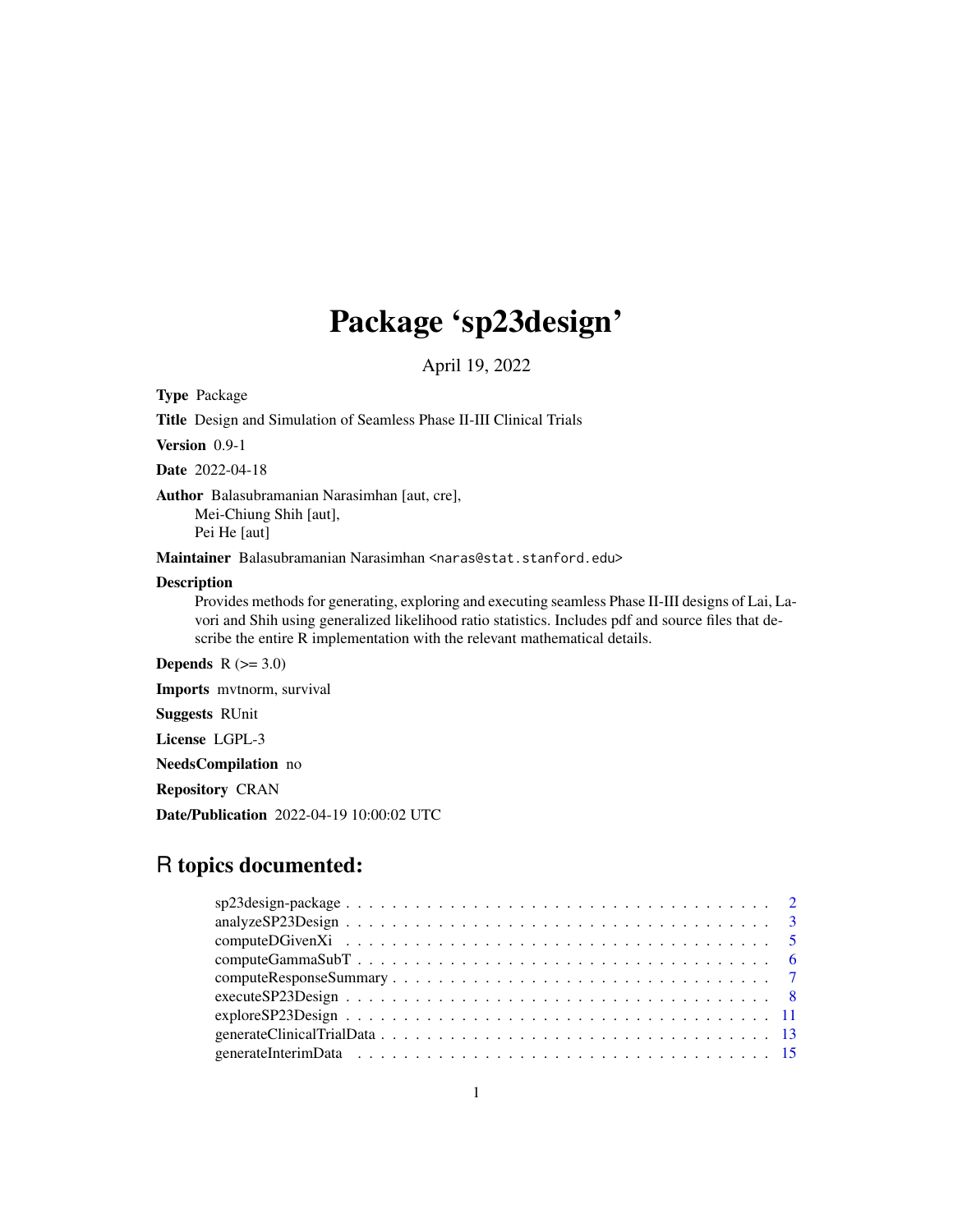# Package 'sp23design'

April 19, 2022

**Type** Package

**Title** Design and Simulation of Seamless Phase II-III Clinical Trials

**Version** 0.9-1

**Date** 2022-04-18

**Author** Balasubramanian Narasimhan [aut, cre],
Mei-Chiung Shih [aut],
Pei He [aut]

**Maintainer** Balasubramanian Narasimhan <naras@stat.stanford.edu>

**Description**
Provides methods for generating, exploring and executing seamless Phase II-III designs of Lai, Lavori and Shih using generalized likelihood ratio statistics. Includes pdf and source files that describe the entire R implementation with the relevant mathematical details.

**Depends** R (>= 3.0)

**Imports** mvtnorm, survival

**Suggests** RUnit

**License** LGPL-3

**NeedsCompilation** no

**Repository** CRAN

**Date/Publication** 2022-04-19 10:00:02 UTC

## R topics documented:

- sp23design-package . . . . . . . . . . . . . . . . . . . . . . . . . . . . . . . . . . . . 2
- analyzeSP23Design . . . . . . . . . . . . . . . . . . . . . . . . . . . . . . . . . . . . 3
- computeDGivenXi . . . . . . . . . . . . . . . . . . . . . . . . . . . . . . . . . . . . 5
- computeGammaSubT . . . . . . . . . . . . . . . . . . . . . . . . . . . . . . . . . . . . 6
- computeResponseSummary . . . . . . . . . . . . . . . . . . . . . . . . . . . . . . . . . 7
- executeSP23Design . . . . . . . . . . . . . . . . . . . . . . . . . . . . . . . . . . . . 8
- exploreSP23Design . . . . . . . . . . . . . . . . . . . . . . . . . . . . . . . . . . . . 11
- generateClinicalTrialData . . . . . . . . . . . . . . . . . . . . . . . . . . . . . . . . . 13
- generateInterimData . . . . . . . . . . . . . . . . . . . . . . . . . . . . . . . . . . . . 15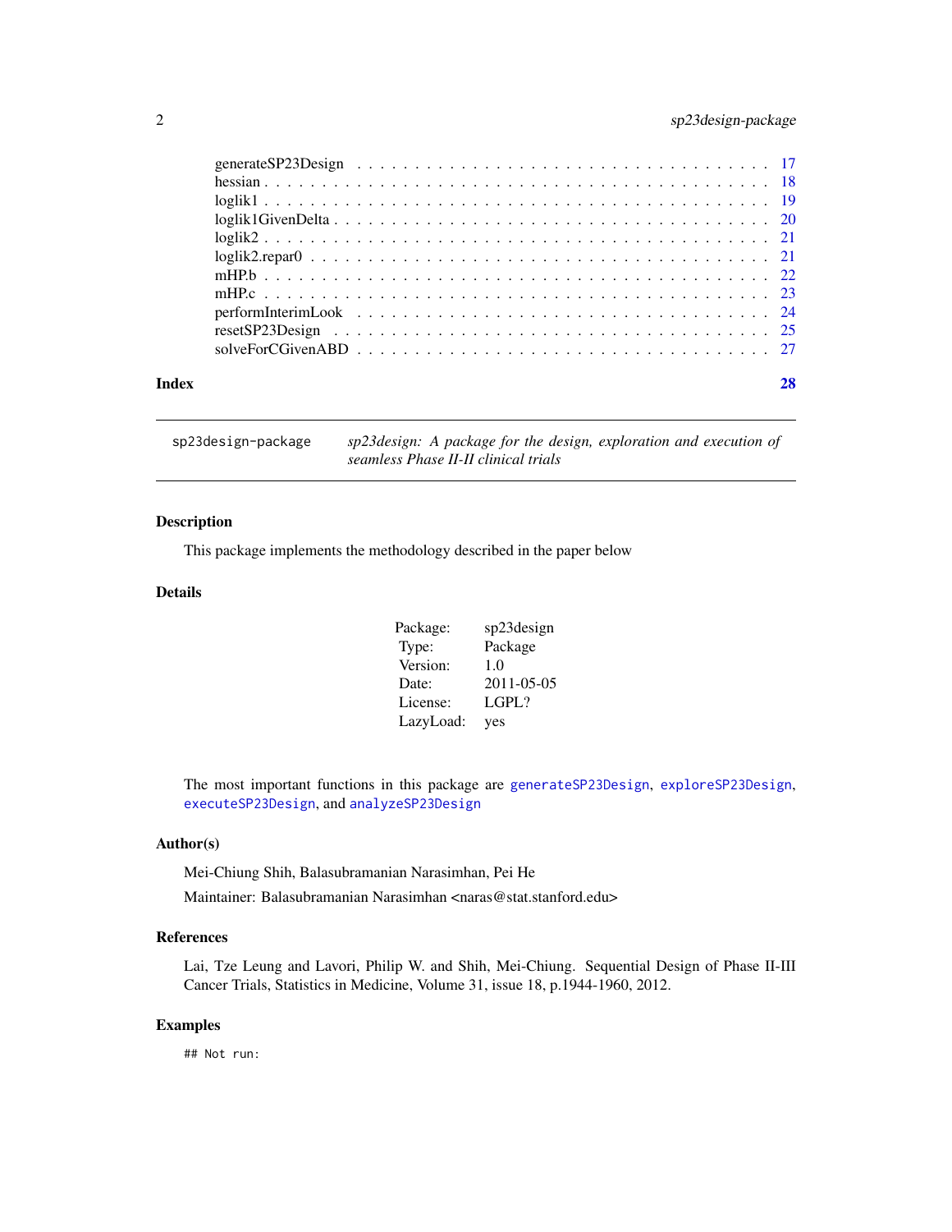| | |
|---|---|
| generateSP23Design | 17 |
| hessian | 18 |
| loglik1 | 19 |
| loglik1GivenDelta | 20 |
| loglik2 | 21 |
| loglik2.repar0 | 21 |
| mHP.b | 22 |
| mHP.c | 23 |
| performInterimLook | 24 |
| resetSP23Design | 25 |
| solveForCGivenABD | 27 |

**Index** **28**

---

`sp23design-package` *sp23design: A package for the design, exploration and execution of seamless Phase II-II clinical trials*

---

## Description

This package implements the methodology described in the paper below

## Details

| | |
|---|---|
| Package: | sp23design |
| Type: | Package |
| Version: | 1.0 |
| Date: | 2011-05-05 |
| License: | LGPL? |
| LazyLoad: | yes |

The most important functions in this package are `generateSP23Design`, `exploreSP23Design`, `executeSP23Design`, and `analyzeSP23Design`

## Author(s)

Mei-Chiung Shih, Balasubramanian Narasimhan, Pei He

Maintainer: Balasubramanian Narasimhan <naras@stat.stanford.edu>

## References

Lai, Tze Leung and Lavori, Philip W. and Shih, Mei-Chiung. Sequential Design of Phase II-III Cancer Trials, Statistics in Medicine, Volume 31, issue 18, p.1944-1960, 2012.

## Examples

```
## Not run:
```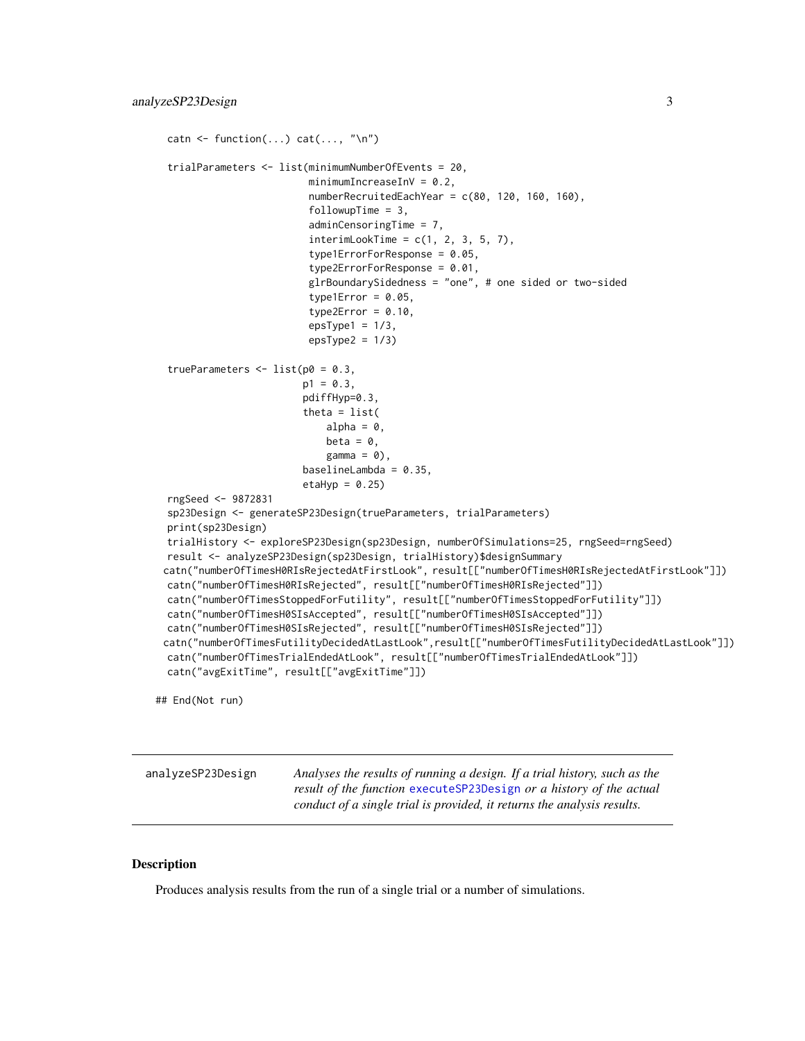```
catn <- function(...) cat(..., "\n")

trialParameters <- list(minimumNumberOfEvents = 20,
                        minimumIncreaseInV = 0.2,
                        numberRecruitedEachYear = c(80, 120, 160, 160),
                        followupTime = 3,
                        adminCensoringTime = 7,
                        interimLookTime = c(1, 2, 3, 5, 7),
                        type1ErrorForResponse = 0.05,
                        type2ErrorForResponse = 0.01,
                        glrBoundarySidedness = "one", # one sided or two-sided
                        type1Error = 0.05,
                        type2Error = 0.10,
                        epsType1 = 1/3,
                        epsType2 = 1/3)

trueParameters <- list(p0 = 0.3,
                       p1 = 0.3,
                       pdiffHyp=0.3,
                       theta = list(
                           alpha = 0,
                           beta = 0,
                           gamma = 0),
                       baselineLambda = 0.35,
                       etaHyp = 0.25)
rngSeed <- 9872831
sp23Design <- generateSP23Design(trueParameters, trialParameters)
print(sp23Design)
trialHistory <- exploreSP23Design(sp23Design, numberOfSimulations=25, rngSeed=rngSeed)
result <- analyzeSP23Design(sp23Design, trialHistory)$designSummary
catn("numberOfTimesH0RIsRejectedAtFirstLook", result[["numberOfTimesH0RIsRejectedAtFirstLook"]])
catn("numberOfTimesH0RIsRejected", result[["numberOfTimesH0RIsRejected"]])
catn("numberOfTimesStoppedForFutility", result[["numberOfTimesStoppedForFutility"]])
catn("numberOfTimesH0SIsAccepted", result[["numberOfTimesH0SIsAccepted"]])
catn("numberOfTimesH0SIsRejected", result[["numberOfTimesH0SIsRejected"]])
catn("numberOfTimesFutilityDecidedAtLastLook",result[["numberOfTimesFutilityDecidedAtLastLook"]])
catn("numberOfTimesTrialEndedAtLook", result[["numberOfTimesTrialEndedAtLook"]])
catn("avgExitTime", result[["avgExitTime"]])

## End(Not run)
```

---

**analyzeSP23Design** *Analyses the results of running a design. If a trial history, such as the result of the function* executeSP23Design *or a history of the actual conduct of a single trial is provided, it returns the analysis results.*

---

## Description

Produces analysis results from the run of a single trial or a number of simulations.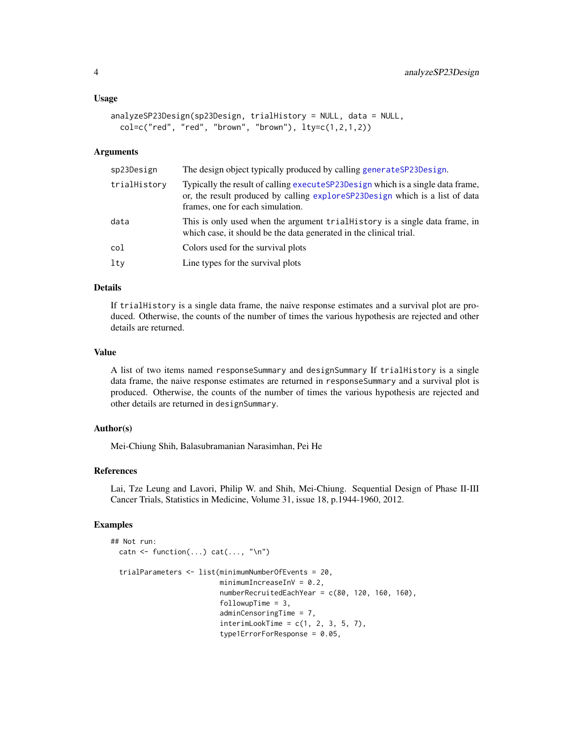### Usage

```
analyzeSP23Design(sp23Design, trialHistory = NULL, data = NULL,
  col=c("red", "red", "brown", "brown"), lty=c(1,2,1,2))
```

### Arguments

| | |
|---|---|
| sp23Design | The design object typically produced by calling generateSP23Design. |
| trialHistory | Typically the result of calling executeSP23Design which is a single data frame, or, the result produced by calling exploreSP23Design which is a list of data frames, one for each simulation. |
| data | This is only used when the argument trialHistory is a single data frame, in which case, it should be the data generated in the clinical trial. |
| col | Colors used for the survival plots |
| lty | Line types for the survival plots |

### Details

If trialHistory is a single data frame, the naive response estimates and a survival plot are produced. Otherwise, the counts of the number of times the various hypothesis are rejected and other details are returned.

### Value

A list of two items named responseSummary and designSummary If trialHistory is a single data frame, the naive response estimates are returned in responseSummary and a survival plot is produced. Otherwise, the counts of the number of times the various hypothesis are rejected and other details are returned in designSummary.

### Author(s)

Mei-Chiung Shih, Balasubramanian Narasimhan, Pei He

### References

Lai, Tze Leung and Lavori, Philip W. and Shih, Mei-Chiung. Sequential Design of Phase II-III Cancer Trials, Statistics in Medicine, Volume 31, issue 18, p.1944-1960, 2012.

### Examples

```
## Not run:
  catn <- function(...) cat(..., "\n")

  trialParameters <- list(minimumNumberOfEvents = 20,
                          minimumIncreaseInV = 0.2,
                          numberRecruitedEachYear = c(80, 120, 160, 160),
                          followupTime = 3,
                          adminCensoringTime = 7,
                          interimLookTime = c(1, 2, 3, 5, 7),
                          type1ErrorForResponse = 0.05,
```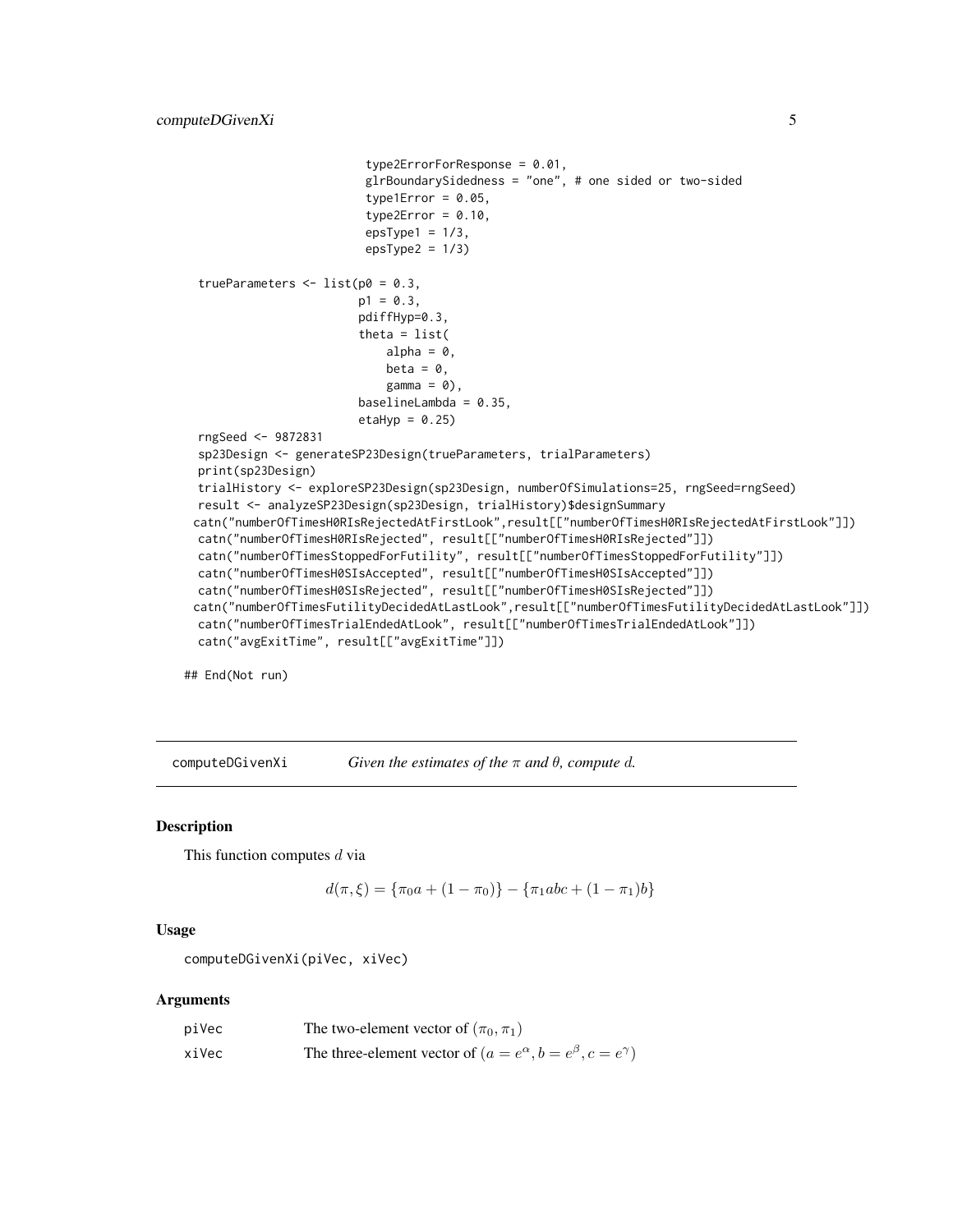```
                          type2ErrorForResponse = 0.01,
                          glrBoundarySidedness = "one", # one sided or two-sided
                          type1Error = 0.05,
                          type2Error = 0.10,
                          epsType1 = 1/3,
                          epsType2 = 1/3)

  trueParameters <- list(p0 = 0.3,
                         p1 = 0.3,
                         pdiffHyp=0.3,
                         theta = list(
                             alpha = 0,
                             beta = 0,
                             gamma = 0),
                         baselineLambda = 0.35,
                         etaHyp = 0.25)
  rngSeed <- 9872831
  sp23Design <- generateSP23Design(trueParameters, trialParameters)
  print(sp23Design)
  trialHistory <- exploreSP23Design(sp23Design, numberOfSimulations=25, rngSeed=rngSeed)
  result <- analyzeSP23Design(sp23Design, trialHistory)$designSummary
 catn("numberOfTimesH0RIsRejectedAtFirstLook",result[["numberOfTimesH0RIsRejectedAtFirstLook"]])
  catn("numberOfTimesH0RIsRejected", result[["numberOfTimesH0RIsRejected"]])
  catn("numberOfTimesStoppedForFutility", result[["numberOfTimesStoppedForFutility"]])
  catn("numberOfTimesH0SIsAccepted", result[["numberOfTimesH0SIsAccepted"]])
  catn("numberOfTimesH0SIsRejected", result[["numberOfTimesH0SIsRejected"]])
 catn("numberOfTimesFutilityDecidedAtLastLook",result[["numberOfTimesFutilityDecidedAtLastLook"]])
  catn("numberOfTimesTrialEndedAtLook", result[["numberOfTimesTrialEndedAtLook"]])
  catn("avgExitTime", result[["avgExitTime"]])

## End(Not run)
```

---

## computeDGivenXi — *Given the estimates of the $\pi$ and $\theta$, compute $d$.*

### Description

This function computes $d$ via

$$d(\pi, \xi) = \{\pi_0 a + (1 - \pi_0)\} - \{\pi_1 abc + (1 - \pi_1)b\}$$

### Usage

```
computeDGivenXi(piVec, xiVec)
```

### Arguments

| | |
|---|---|
| piVec | The two-element vector of $(\pi_0, \pi_1)$ |
| xiVec | The three-element vector of $(a = e^{\alpha}, b = e^{\beta}, c = e^{\gamma})$ |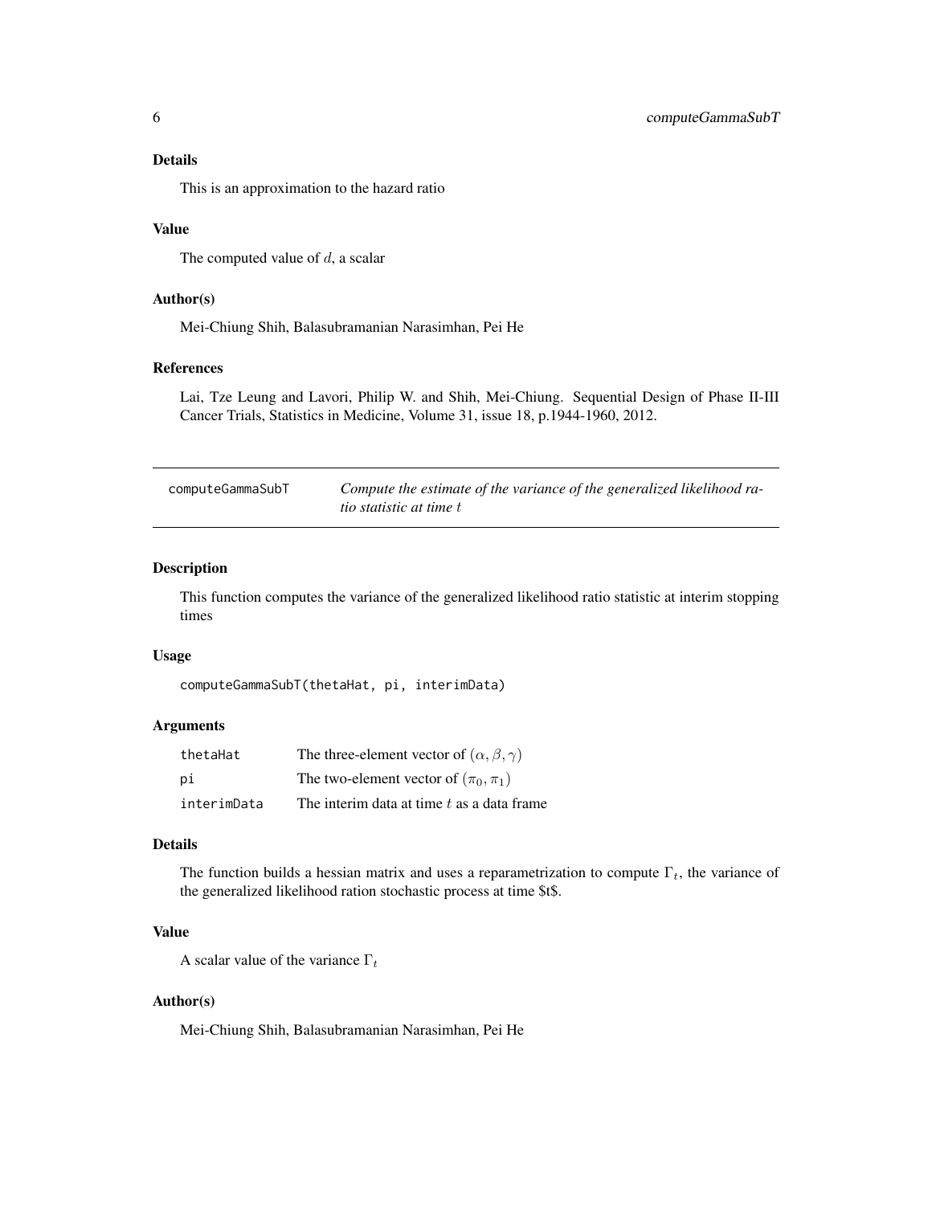### Details

This is an approximation to the hazard ratio

### Value

The computed value of $d$, a scalar

### Author(s)

Mei-Chiung Shih, Balasubramanian Narasimhan, Pei He

### References

Lai, Tze Leung and Lavori, Philip W. and Shih, Mei-Chiung. Sequential Design of Phase II-III Cancer Trials, Statistics in Medicine, Volume 31, issue 18, p.1944-1960, 2012.

---

## computeGammaSubT — *Compute the estimate of the variance of the generalized likelihood ratio statistic at time $t$*

---

### Description

This function computes the variance of the generalized likelihood ratio statistic at interim stopping times

### Usage

```
computeGammaSubT(thetaHat, pi, interimData)
```

### Arguments

| | |
|---|---|
| `thetaHat` | The three-element vector of $(\alpha, \beta, \gamma)$ |
| `pi` | The two-element vector of $(\pi_0, \pi_1)$ |
| `interimData` | The interim data at time $t$ as a data frame |

### Details

The function builds a hessian matrix and uses a reparametrization to compute $\Gamma_t$, the variance of the generalized likelihood ration stochastic process at time $t$.

### Value

A scalar value of the variance $\Gamma_t$

### Author(s)

Mei-Chiung Shih, Balasubramanian Narasimhan, Pei He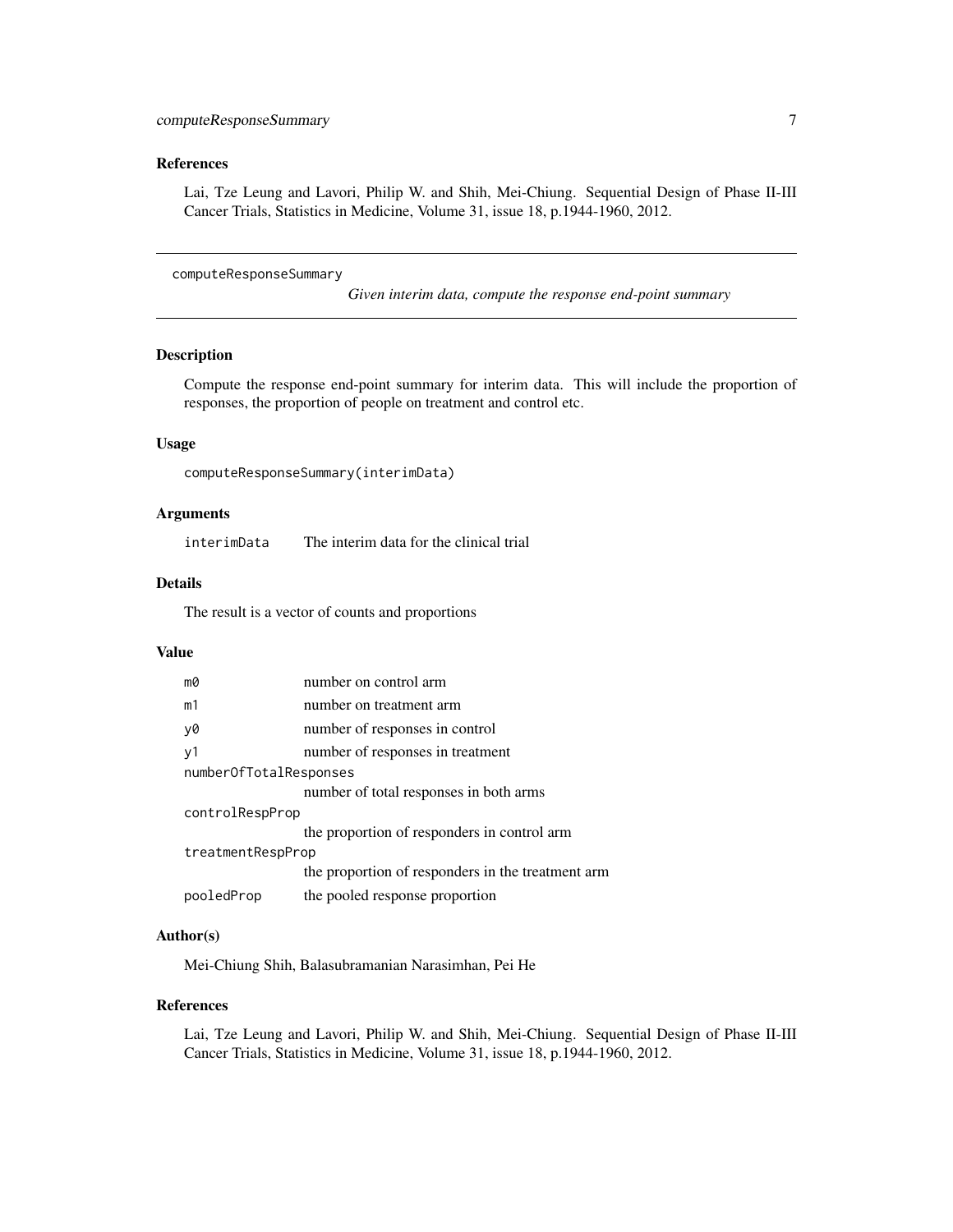### References

Lai, Tze Leung and Lavori, Philip W. and Shih, Mei-Chiung. Sequential Design of Phase II-III Cancer Trials, Statistics in Medicine, Volume 31, issue 18, p.1944-1960, 2012.

---

## computeResponseSummary

*Given interim data, compute the response end-point summary*

---

### Description

Compute the response end-point summary for interim data. This will include the proportion of responses, the proportion of people on treatment and control etc.

### Usage

```
computeResponseSummary(interimData)
```

### Arguments

| | |
|---|---|
| `interimData` | The interim data for the clinical trial |

### Details

The result is a vector of counts and proportions

### Value

| | |
|---|---|
| `m0` | number on control arm |
| `m1` | number on treatment arm |
| `y0` | number of responses in control |
| `y1` | number of responses in treatment |
| `numberOfTotalResponses` | number of total responses in both arms |
| `controlRespProp` | the proportion of responders in control arm |
| `treatmentRespProp` | the proportion of responders in the treatment arm |
| `pooledProp` | the pooled response proportion |

### Author(s)

Mei-Chiung Shih, Balasubramanian Narasimhan, Pei He

### References

Lai, Tze Leung and Lavori, Philip W. and Shih, Mei-Chiung. Sequential Design of Phase II-III Cancer Trials, Statistics in Medicine, Volume 31, issue 18, p.1944-1960, 2012.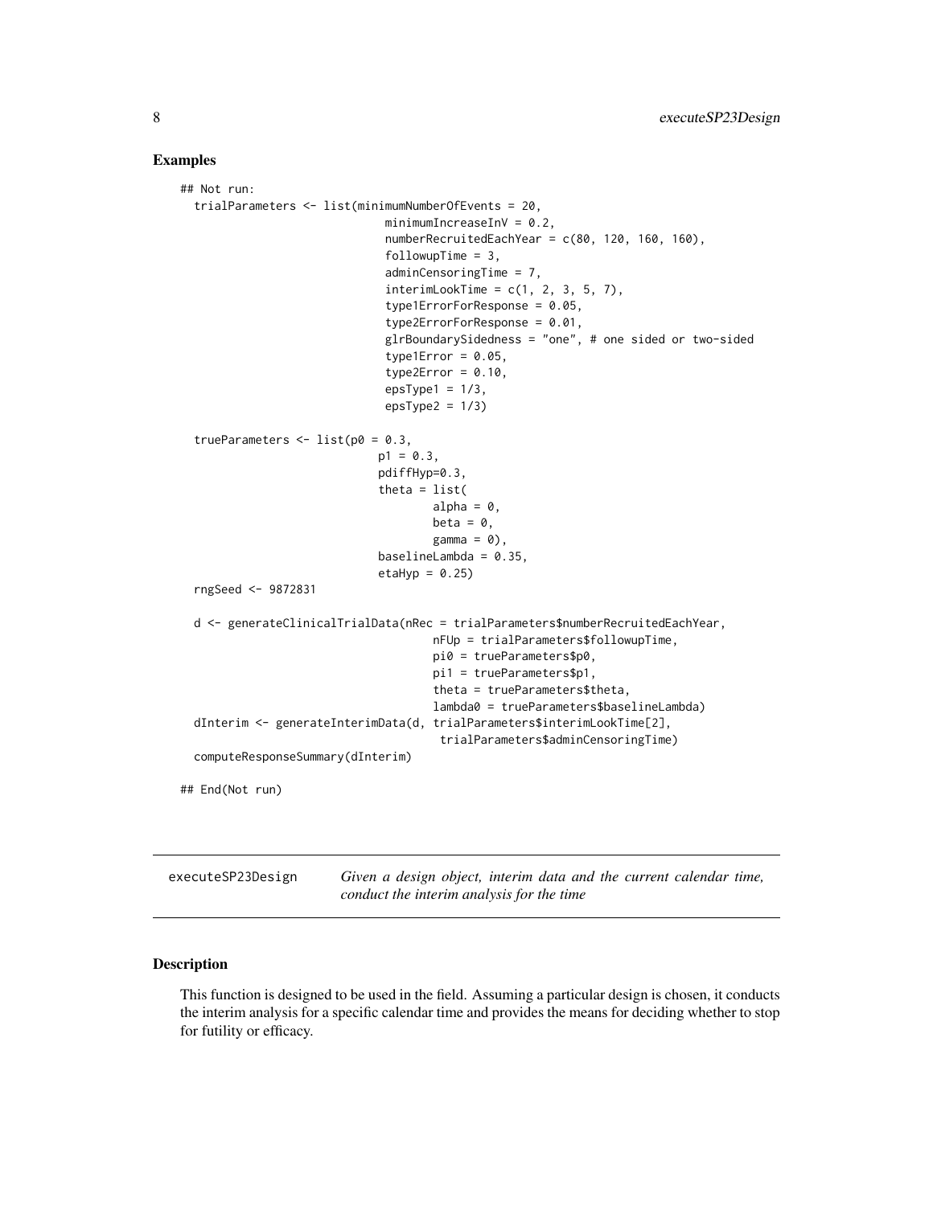## Examples

```
## Not run:
  trialParameters <- list(minimumNumberOfEvents = 20,
                          minimumIncreaseInV = 0.2,
                          numberRecruitedEachYear = c(80, 120, 160, 160),
                          followupTime = 3,
                          adminCensoringTime = 7,
                          interimLookTime = c(1, 2, 3, 5, 7),
                          type1ErrorForResponse = 0.05,
                          type2ErrorForResponse = 0.01,
                          glrBoundarySidedness = "one", # one sided or two-sided
                          type1Error = 0.05,
                          type2Error = 0.10,
                          epsType1 = 1/3,
                          epsType2 = 1/3)

  trueParameters <- list(p0 = 0.3,
                         p1 = 0.3,
                         pdiffHyp=0.3,
                         theta = list(
                                 alpha = 0,
                                 beta = 0,
                                 gamma = 0),
                         baselineLambda = 0.35,
                         etaHyp = 0.25)
  rngSeed <- 9872831

  d <- generateClinicalTrialData(nRec = trialParameters$numberRecruitedEachYear,
                                 nFUp = trialParameters$followupTime,
                                 pi0 = trueParameters$p0,
                                 pi1 = trueParameters$p1,
                                 theta = trueParameters$theta,
                                 lambda0 = trueParameters$baselineLambda)
  dInterim <- generateInterimData(d, trialParameters$interimLookTime[2],
                                  trialParameters$adminCensoringTime)
  computeResponseSummary(dInterim)

## End(Not run)
```

---

executeSP23Design — *Given a design object, interim data and the current calendar time, conduct the interim analysis for the time*

---

## Description

This function is designed to be used in the field. Assuming a particular design is chosen, it conducts the interim analysis for a specific calendar time and provides the means for deciding whether to stop for futility or efficacy.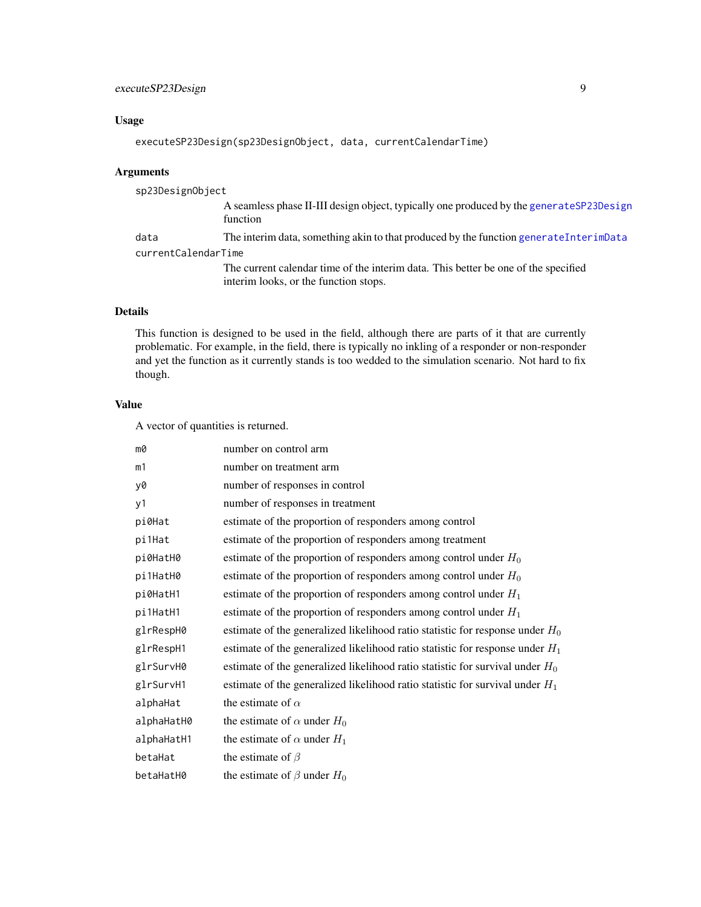### Usage

```
executeSP23Design(sp23DesignObject, data, currentCalendarTime)
```

### Arguments

| | |
|---|---|
| sp23DesignObject | A seamless phase II-III design object, typically one produced by the generateSP23Design function |
| data | The interim data, something akin to that produced by the function generateInterimData |
| currentCalendarTime | The current calendar time of the interim data. This better be one of the specified interim looks, or the function stops. |

### Details

This function is designed to be used in the field, although there are parts of it that are currently problematic. For example, in the field, there is typically no inkling of a responder or non-responder and yet the function as it currently stands is too wedded to the simulation scenario. Not hard to fix though.

### Value

A vector of quantities is returned.

| | |
|---|---|
| m0 | number on control arm |
| m1 | number on treatment arm |
| y0 | number of responses in control |
| y1 | number of responses in treatment |
| pi0Hat | estimate of the proportion of responders among control |
| pi1Hat | estimate of the proportion of responders among treatment |
| pi0HatH0 | estimate of the proportion of responders among control under $H_0$ |
| pi1HatH0 | estimate of the proportion of responders among control under $H_0$ |
| pi0HatH1 | estimate of the proportion of responders among control under $H_1$ |
| pi1HatH1 | estimate of the proportion of responders among control under $H_1$ |
| glrRespH0 | estimate of the generalized likelihood ratio statistic for response under $H_0$ |
| glrRespH1 | estimate of the generalized likelihood ratio statistic for response under $H_1$ |
| glrSurvH0 | estimate of the generalized likelihood ratio statistic for survival under $H_0$ |
| glrSurvH1 | estimate of the generalized likelihood ratio statistic for survival under $H_1$ |
| alphaHat | the estimate of $\alpha$ |
| alphaHatH0 | the estimate of $\alpha$ under $H_0$ |
| alphaHatH1 | the estimate of $\alpha$ under $H_1$ |
| betaHat | the estimate of $\beta$ |
| betaHatH0 | the estimate of $\beta$ under $H_0$ |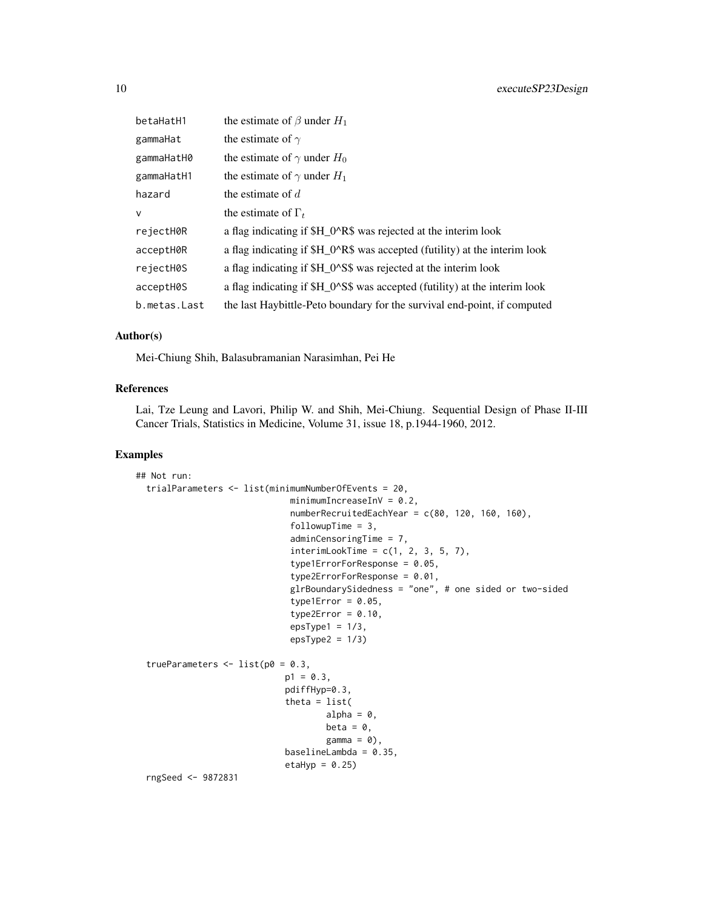| | |
|---|---|
| betaHatH1 | the estimate of $\beta$ under $H_1$ |
| gammaHat | the estimate of $\gamma$ |
| gammaHatH0 | the estimate of $\gamma$ under $H_0$ |
| gammaHatH1 | the estimate of $\gamma$ under $H_1$ |
| hazard | the estimate of $d$ |
| v | the estimate of $\Gamma_t$ |
| rejectH0R | a flag indicating if $H_0^R$ was rejected at the interim look |
| acceptH0R | a flag indicating if $H_0^R$ was accepted (futility) at the interim look |
| rejectH0S | a flag indicating if $H_0^S$ was rejected at the interim look |
| acceptH0S | a flag indicating if $H_0^S$ was accepted (futility) at the interim look |
| b.metas.Last | the last Haybittle-Peto boundary for the survival end-point, if computed |

## Author(s)

Mei-Chiung Shih, Balasubramanian Narasimhan, Pei He

## References

Lai, Tze Leung and Lavori, Philip W. and Shih, Mei-Chiung. Sequential Design of Phase II-III Cancer Trials, Statistics in Medicine, Volume 31, issue 18, p.1944-1960, 2012.

## Examples

```
## Not run:
  trialParameters <- list(minimumNumberOfEvents = 20,
                          minimumIncreaseInV = 0.2,
                          numberRecruitedEachYear = c(80, 120, 160, 160),
                          followupTime = 3,
                          adminCensoringTime = 7,
                          interimLookTime = c(1, 2, 3, 5, 7),
                          type1ErrorForResponse = 0.05,
                          type2ErrorForResponse = 0.01,
                          glrBoundarySidedness = "one", # one sided or two-sided
                          type1Error = 0.05,
                          type2Error = 0.10,
                          epsType1 = 1/3,
                          epsType2 = 1/3)

  trueParameters <- list(p0 = 0.3,
                         p1 = 0.3,
                         pdiffHyp=0.3,
                         theta = list(
                                 alpha = 0,
                                 beta = 0,
                                 gamma = 0),
                         baselineLambda = 0.35,
                         etaHyp = 0.25)
  rngSeed <- 9872831
```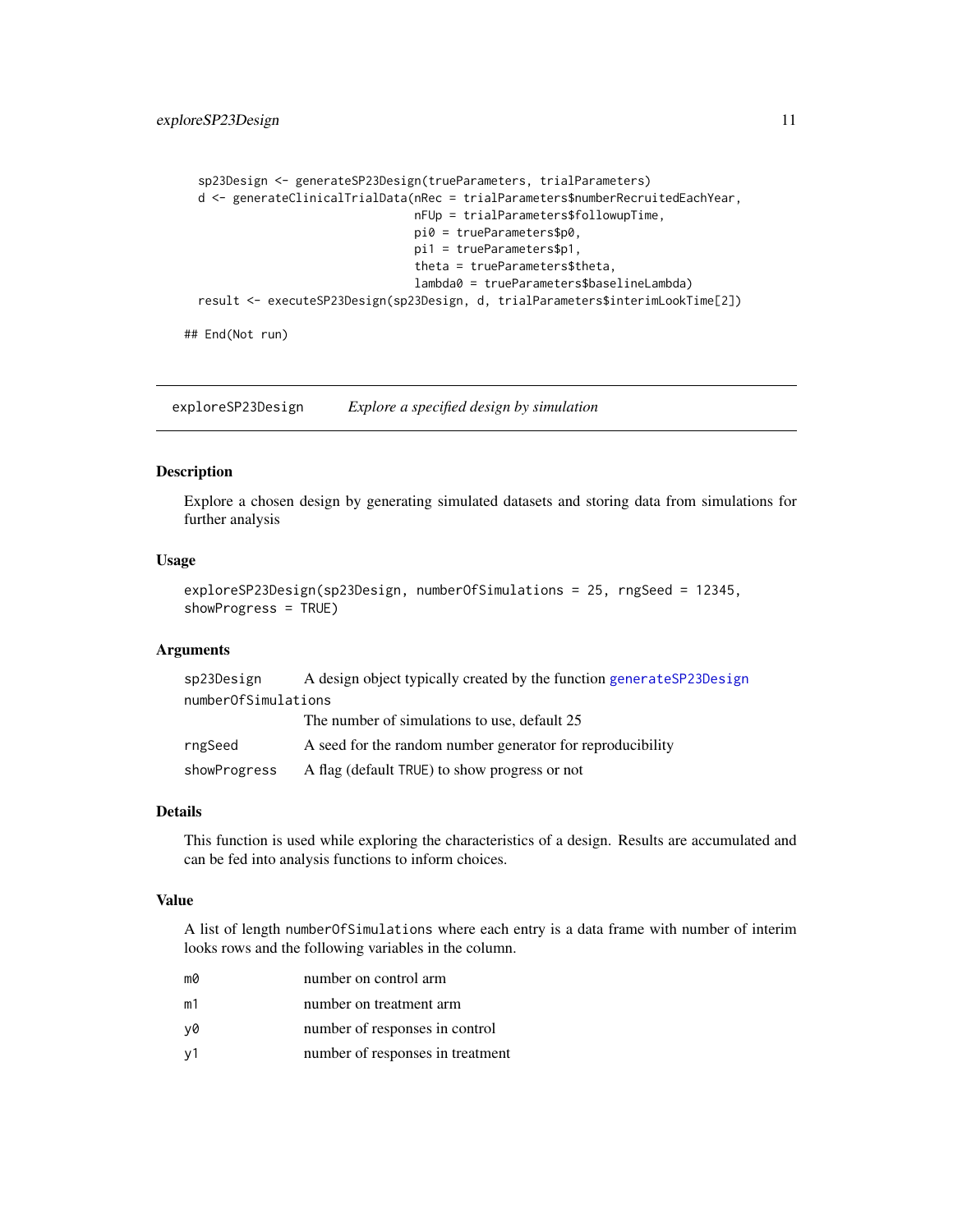```
  sp23Design <- generateSP23Design(trueParameters, trialParameters)
  d <- generateClinicalTrialData(nRec = trialParameters$numberRecruitedEachYear,
                                 nFUp = trialParameters$followupTime,
                                 pi0 = trueParameters$p0,
                                 pi1 = trueParameters$p1,
                                 theta = trueParameters$theta,
                                 lambda0 = trueParameters$baselineLambda)
  result <- executeSP23Design(sp23Design, d, trialParameters$interimLookTime[2])

## End(Not run)
```

---

## exploreSP23Design — *Explore a specified design by simulation*

### Description

Explore a chosen design by generating simulated datasets and storing data from simulations for further analysis

### Usage

```
exploreSP23Design(sp23Design, numberOfSimulations = 25, rngSeed = 12345,
showProgress = TRUE)
```

### Arguments

| | |
|---|---|
| `sp23Design` | A design object typically created by the function `generateSP23Design` |
| `numberOfSimulations` | The number of simulations to use, default 25 |
| `rngSeed` | A seed for the random number generator for reproducibility |
| `showProgress` | A flag (default `TRUE`) to show progress or not |

### Details

This function is used while exploring the characteristics of a design. Results are accumulated and can be fed into analysis functions to inform choices.

### Value

A list of length `numberOfSimulations` where each entry is a data frame with number of interim looks rows and the following variables in the column.

| | |
|---|---|
| `m0` | number on control arm |
| `m1` | number on treatment arm |
| `y0` | number of responses in control |
| `y1` | number of responses in treatment |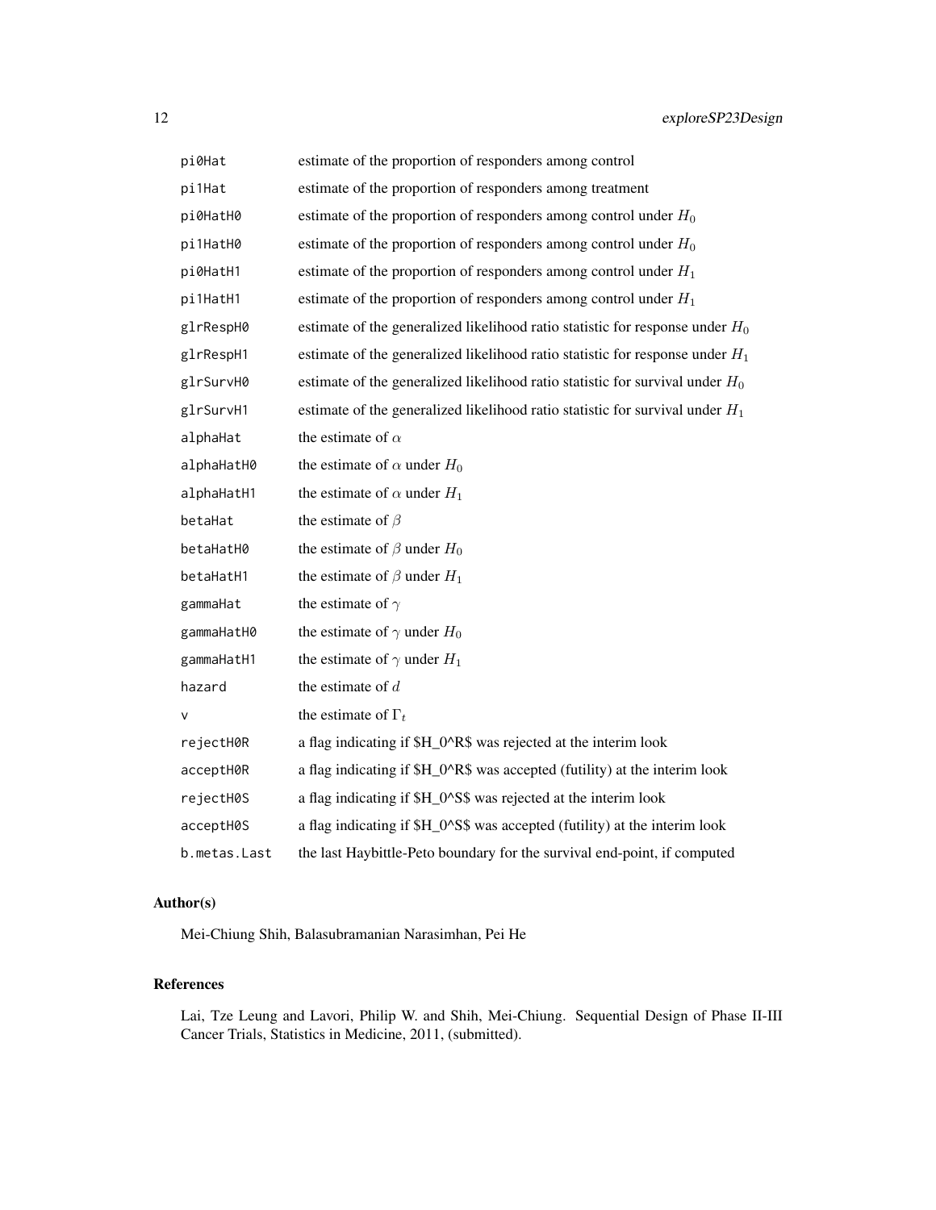| | |
|---|---|
| pi0Hat | estimate of the proportion of responders among control |
| pi1Hat | estimate of the proportion of responders among treatment |
| pi0HatH0 | estimate of the proportion of responders among control under $H_0$ |
| pi1HatH0 | estimate of the proportion of responders among control under $H_0$ |
| pi0HatH1 | estimate of the proportion of responders among control under $H_1$ |
| pi1HatH1 | estimate of the proportion of responders among control under $H_1$ |
| glrRespH0 | estimate of the generalized likelihood ratio statistic for response under $H_0$ |
| glrRespH1 | estimate of the generalized likelihood ratio statistic for response under $H_1$ |
| glrSurvH0 | estimate of the generalized likelihood ratio statistic for survival under $H_0$ |
| glrSurvH1 | estimate of the generalized likelihood ratio statistic for survival under $H_1$ |
| alphaHat | the estimate of $\alpha$ |
| alphaHatH0 | the estimate of $\alpha$ under $H_0$ |
| alphaHatH1 | the estimate of $\alpha$ under $H_1$ |
| betaHat | the estimate of $\beta$ |
| betaHatH0 | the estimate of $\beta$ under $H_0$ |
| betaHatH1 | the estimate of $\beta$ under $H_1$ |
| gammaHat | the estimate of $\gamma$ |
| gammaHatH0 | the estimate of $\gamma$ under $H_0$ |
| gammaHatH1 | the estimate of $\gamma$ under $H_1$ |
| hazard | the estimate of $d$ |
| v | the estimate of $\Gamma_t$ |
| rejectH0R | a flag indicating if $H_0^R$ was rejected at the interim look |
| acceptH0R | a flag indicating if $H_0^R$ was accepted (futility) at the interim look |
| rejectH0S | a flag indicating if $H_0^S$ was rejected at the interim look |
| acceptH0S | a flag indicating if $H_0^S$ was accepted (futility) at the interim look |
| b.metas.Last | the last Haybittle-Peto boundary for the survival end-point, if computed |

## Author(s)

Mei-Chiung Shih, Balasubramanian Narasimhan, Pei He

## References

Lai, Tze Leung and Lavori, Philip W. and Shih, Mei-Chiung. Sequential Design of Phase II-III Cancer Trials, Statistics in Medicine, 2011, (submitted).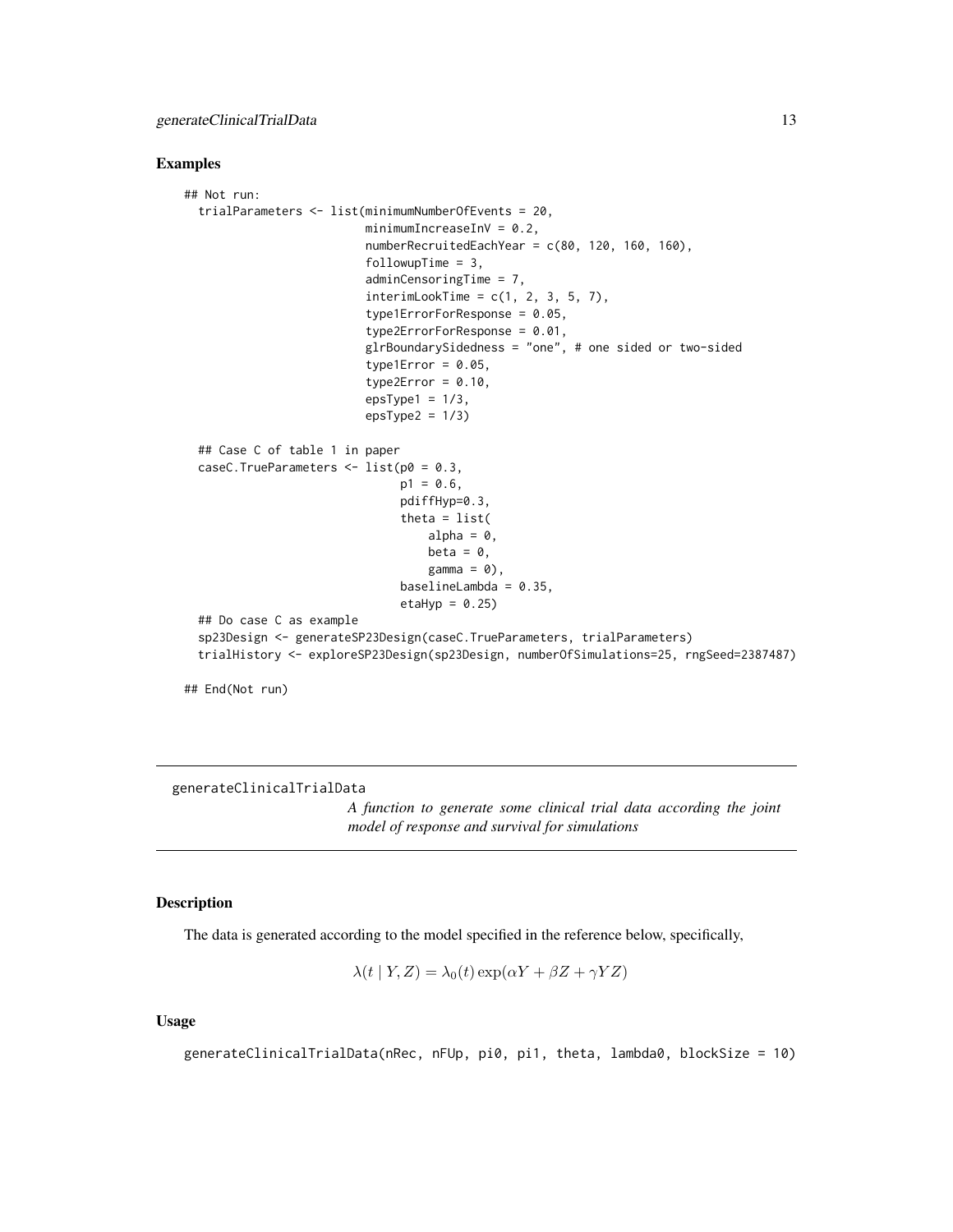### Examples

```
## Not run:
  trialParameters <- list(minimumNumberOfEvents = 20,
                          minimumIncreaseInV = 0.2,
                          numberRecruitedEachYear = c(80, 120, 160, 160),
                          followupTime = 3,
                          adminCensoringTime = 7,
                          interimLookTime = c(1, 2, 3, 5, 7),
                          type1ErrorForResponse = 0.05,
                          type2ErrorForResponse = 0.01,
                          glrBoundarySidedness = "one", # one sided or two-sided
                          type1Error = 0.05,
                          type2Error = 0.10,
                          epsType1 = 1/3,
                          epsType2 = 1/3)

  ## Case C of table 1 in paper
  caseC.TrueParameters <- list(p0 = 0.3,
                               p1 = 0.6,
                               pdiffHyp=0.3,
                               theta = list(
                                   alpha = 0,
                                   beta = 0,
                                   gamma = 0),
                               baselineLambda = 0.35,
                               etaHyp = 0.25)
  ## Do case C as example
  sp23Design <- generateSP23Design(caseC.TrueParameters, trialParameters)
  trialHistory <- exploreSP23Design(sp23Design, numberOfSimulations=25, rngSeed=2387487)

## End(Not run)
```

---

## generateClinicalTrialData

*A function to generate some clinical trial data according the joint model of response and survival for simulations*

---

### Description

The data is generated according to the model specified in the reference below, specifically,

$$\lambda(t \mid Y, Z) = \lambda_0(t) \exp(\alpha Y + \beta Z + \gamma YZ)$$

### Usage

```
generateClinicalTrialData(nRec, nFUp, pi0, pi1, theta, lambda0, blockSize = 10)
```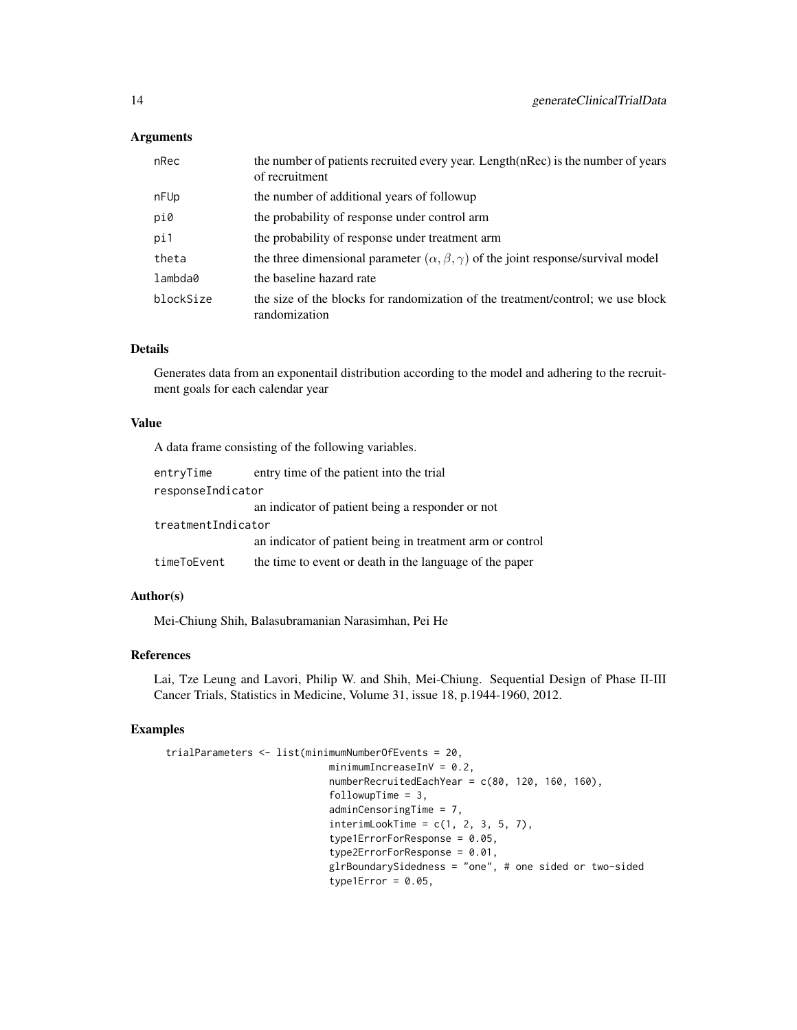### Arguments

| | |
|---|---|
| nRec | the number of patients recruited every year. Length(nRec) is the number of years of recruitment |
| nFUp | the number of additional years of followup |
| pi0 | the probability of response under control arm |
| pi1 | the probability of response under treatment arm |
| theta | the three dimensional parameter $(\alpha, \beta, \gamma)$ of the joint response/survival model |
| lambda0 | the baseline hazard rate |
| blockSize | the size of the blocks for randomization of the treatment/control; we use block randomization |

### Details

Generates data from an exponentail distribution according to the model and adhering to the recruitment goals for each calendar year

### Value

A data frame consisting of the following variables.

| | |
|---|---|
| entryTime | entry time of the patient into the trial |
| responseIndicator | an indicator of patient being a responder or not |
| treatmentIndicator | an indicator of patient being in treatment arm or control |
| timeToEvent | the time to event or death in the language of the paper |

### Author(s)

Mei-Chiung Shih, Balasubramanian Narasimhan, Pei He

### References

Lai, Tze Leung and Lavori, Philip W. and Shih, Mei-Chiung. Sequential Design of Phase II-III Cancer Trials, Statistics in Medicine, Volume 31, issue 18, p.1944-1960, 2012.

### Examples

```
trialParameters <- list(minimumNumberOfEvents = 20,
                        minimumIncreaseInV = 0.2,
                        numberRecruitedEachYear = c(80, 120, 160, 160),
                        followupTime = 3,
                        adminCensoringTime = 7,
                        interimLookTime = c(1, 2, 3, 5, 7),
                        type1ErrorForResponse = 0.05,
                        type2ErrorForResponse = 0.01,
                        glrBoundarySidedness = "one", # one sided or two-sided
                        type1Error = 0.05,
```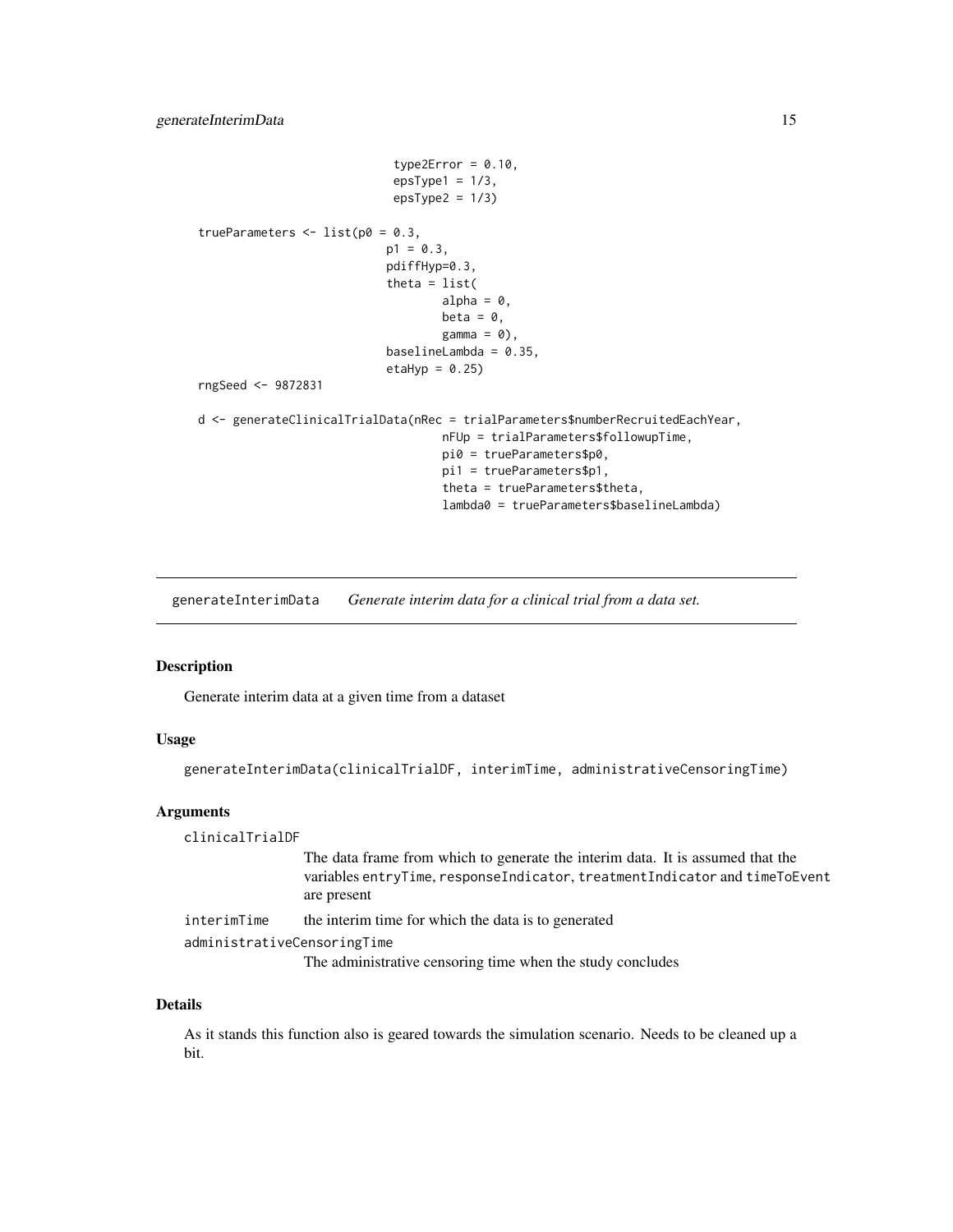```
                          type2Error = 0.10,
                          epsType1 = 1/3,
                          epsType2 = 1/3)

trueParameters <- list(p0 = 0.3,
                       p1 = 0.3,
                       pdiffHyp=0.3,
                       theta = list(
                               alpha = 0,
                               beta = 0,
                               gamma = 0),
                       baselineLambda = 0.35,
                       etaHyp = 0.25)
rngSeed <- 9872831

d <- generateClinicalTrialData(nRec = trialParameters$numberRecruitedEachYear,
                               nFUp = trialParameters$followupTime,
                               pi0 = trueParameters$p0,
                               pi1 = trueParameters$p1,
                               theta = trueParameters$theta,
                               lambda0 = trueParameters$baselineLambda)
```

## generateInterimData — *Generate interim data for a clinical trial from a data set.*

### Description

Generate interim data at a given time from a dataset

### Usage

```
generateInterimData(clinicalTrialDF, interimTime, administrativeCensoringTime)
```

### Arguments

`clinicalTrialDF`
: The data frame from which to generate the interim data. It is assumed that the variables `entryTime`, `responseIndicator`, `treatmentIndicator` and `timeToEvent` are present

`interimTime`
: the interim time for which the data is to generated

`administrativeCensoringTime`
: The administrative censoring time when the study concludes

### Details

As it stands this function also is geared towards the simulation scenario. Needs to be cleaned up a bit.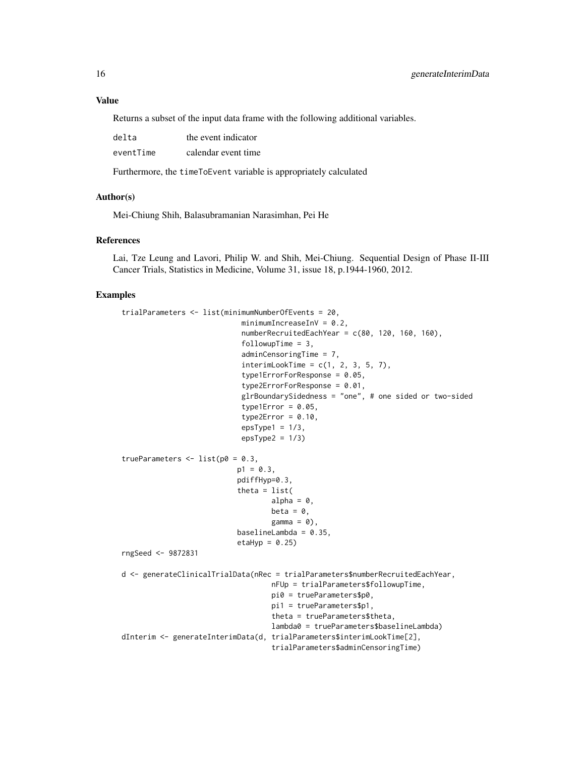## Value

Returns a subset of the input data frame with the following additional variables.

| | |
|---|---|
| delta | the event indicator |
| eventTime | calendar event time |

Furthermore, the timeToEvent variable is appropriately calculated

## Author(s)

Mei-Chiung Shih, Balasubramanian Narasimhan, Pei He

## References

Lai, Tze Leung and Lavori, Philip W. and Shih, Mei-Chiung. Sequential Design of Phase II-III Cancer Trials, Statistics in Medicine, Volume 31, issue 18, p.1944-1960, 2012.

## Examples

```
trialParameters <- list(minimumNumberOfEvents = 20,
                        minimumIncreaseInV = 0.2,
                        numberRecruitedEachYear = c(80, 120, 160, 160),
                        followupTime = 3,
                        adminCensoringTime = 7,
                        interimLookTime = c(1, 2, 3, 5, 7),
                        type1ErrorForResponse = 0.05,
                        type2ErrorForResponse = 0.01,
                        glrBoundarySidedness = "one", # one sided or two-sided
                        type1Error = 0.05,
                        type2Error = 0.10,
                        epsType1 = 1/3,
                        epsType2 = 1/3)

trueParameters <- list(p0 = 0.3,
                       p1 = 0.3,
                       pdiffHyp=0.3,
                       theta = list(
                               alpha = 0,
                               beta = 0,
                               gamma = 0),
                       baselineLambda = 0.35,
                       etaHyp = 0.25)
rngSeed <- 9872831

d <- generateClinicalTrialData(nRec = trialParameters$numberRecruitedEachYear,
                               nFUp = trialParameters$followupTime,
                               pi0 = trueParameters$p0,
                               pi1 = trueParameters$p1,
                               theta = trueParameters$theta,
                               lambda0 = trueParameters$baselineLambda)
dInterim <- generateInterimData(d, trialParameters$interimLookTime[2],
                               trialParameters$adminCensoringTime)
```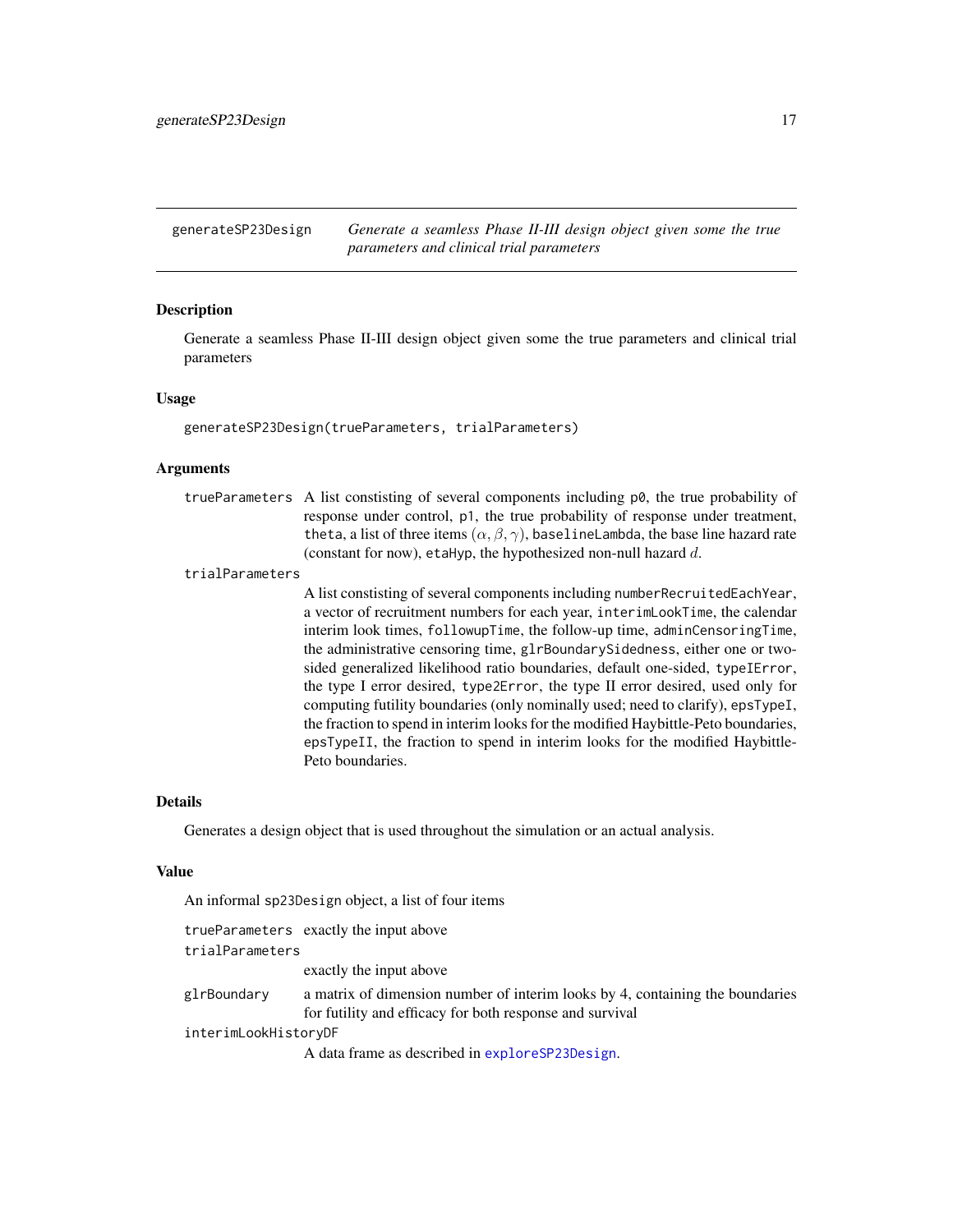# generateSP23Design — *Generate a seamless Phase II-III design object given some the true parameters and clinical trial parameters*

## Description

Generate a seamless Phase II-III design object given some the true parameters and clinical trial parameters

## Usage

```
generateSP23Design(trueParameters, trialParameters)
```

## Arguments

`trueParameters` A list constisting of several components including `p0`, the true probability of response under control, `p1`, the true probability of response under treatment, `theta`, a list of three items $(\alpha, \beta, \gamma)$, `baselineLambda`, the base line hazard rate (constant for now), `etaHyp`, the hypothesized non-null hazard $d$.

`trialParameters` A list constisting of several components including `numberRecruitedEachYear`, a vector of recruitment numbers for each year, `interimLookTime`, the calendar interim look times, `followupTime`, the follow-up time, `adminCensoringTime`, the administrative censoring time, `glrBoundarySidedness`, either one or two-sided generalized likelihood ratio boundaries, default one-sided, `typeIError`, the type I error desired, `type2Error`, the type II error desired, used only for computing futility boundaries (only nominally used; need to clarify), `epsTypeI`, the fraction to spend in interim looks for the modified Haybittle-Peto boundaries, `epsTypeII`, the fraction to spend in interim looks for the modified Haybittle-Peto boundaries.

## Details

Generates a design object that is used throughout the simulation or an actual analysis.

## Value

An informal `sp23Design` object, a list of four items

`trueParameters` exactly the input above

`trialParameters` exactly the input above

`glrBoundary` a matrix of dimension number of interim looks by 4, containing the boundaries for futility and efficacy for both response and survival

`interimLookHistoryDF` A data frame as described in `exploreSP23Design`.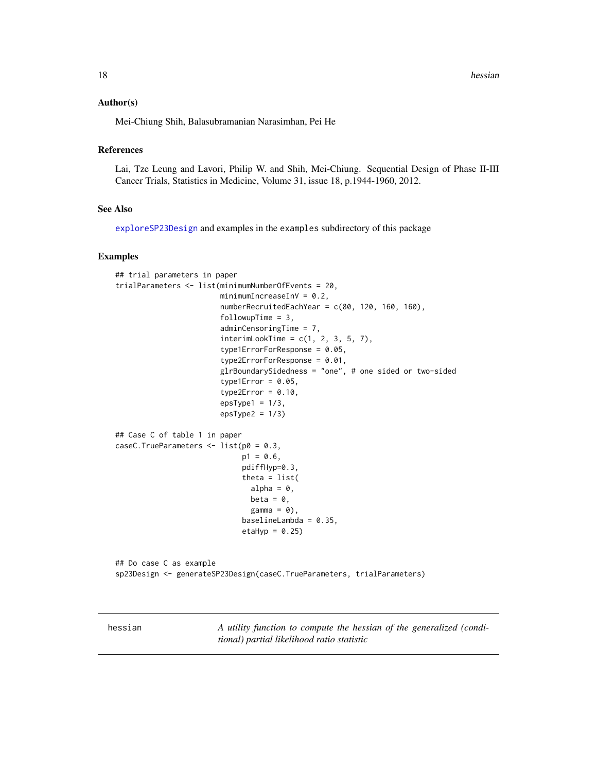### Author(s)

Mei-Chiung Shih, Balasubramanian Narasimhan, Pei He

### References

Lai, Tze Leung and Lavori, Philip W. and Shih, Mei-Chiung. Sequential Design of Phase II-III Cancer Trials, Statistics in Medicine, Volume 31, issue 18, p.1944-1960, 2012.

### See Also

exploreSP23Design and examples in the examples subdirectory of this package

### Examples

```
## trial parameters in paper
trialParameters <- list(minimumNumberOfEvents = 20,
                        minimumIncreaseInV = 0.2,
                        numberRecruitedEachYear = c(80, 120, 160, 160),
                        followupTime = 3,
                        adminCensoringTime = 7,
                        interimLookTime = c(1, 2, 3, 5, 7),
                        type1ErrorForResponse = 0.05,
                        type2ErrorForResponse = 0.01,
                        glrBoundarySidedness = "one", # one sided or two-sided
                        type1Error = 0.05,
                        type2Error = 0.10,
                        epsType1 = 1/3,
                        epsType2 = 1/3)

## Case C of table 1 in paper
caseC.TrueParameters <- list(p0 = 0.3,
                             p1 = 0.6,
                             pdiffHyp=0.3,
                             theta = list(
                               alpha = 0,
                               beta = 0,
                               gamma = 0),
                             baselineLambda = 0.35,
                             etaHyp = 0.25)


## Do case C as example
sp23Design <- generateSP23Design(caseC.TrueParameters, trialParameters)
```

---

## hessian — *A utility function to compute the hessian of the generalized (conditional) partial likelihood ratio statistic*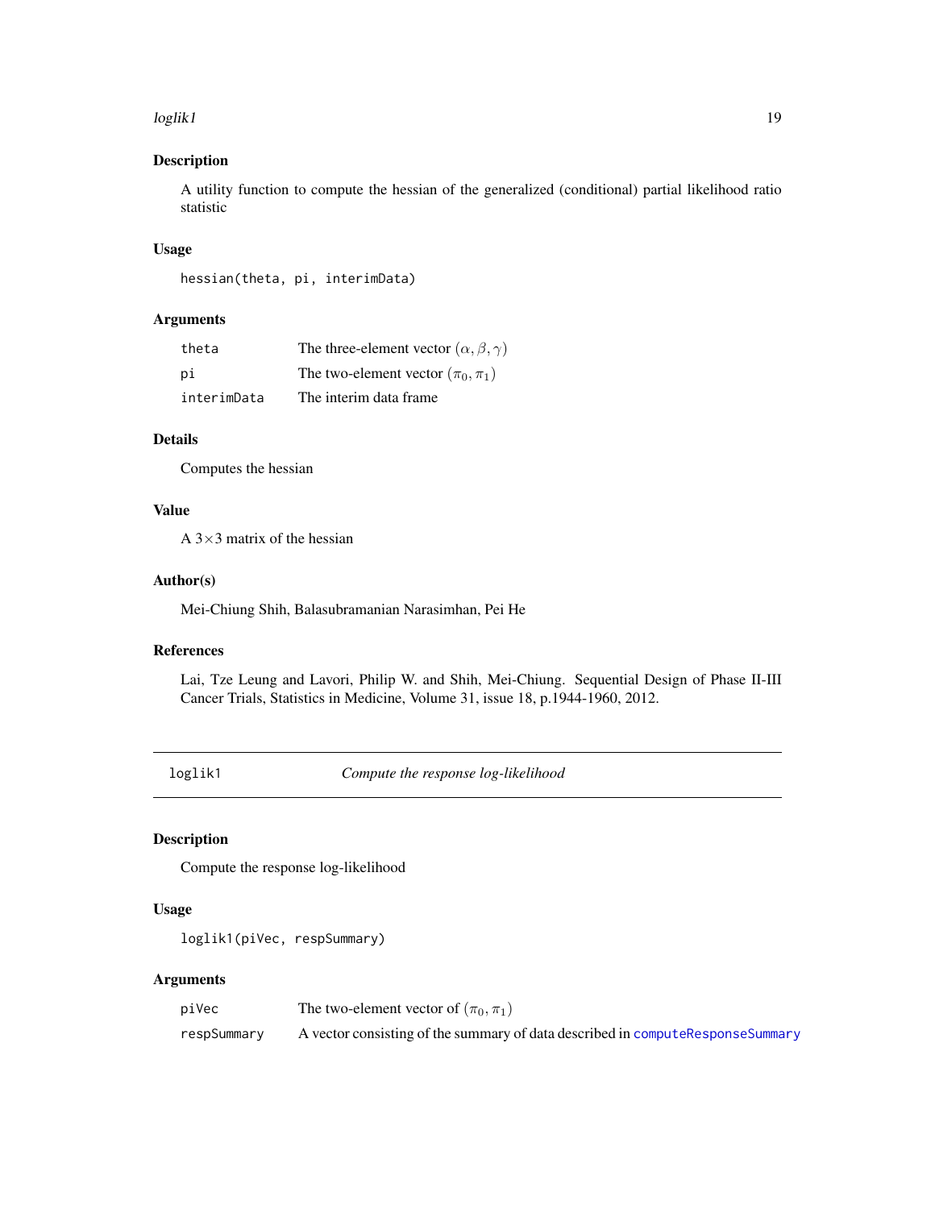## Description

A utility function to compute the hessian of the generalized (conditional) partial likelihood ratio statistic

## Usage

```
hessian(theta, pi, interimData)
```

## Arguments

| | |
|---|---|
| theta | The three-element vector $(\alpha, \beta, \gamma)$ |
| pi | The two-element vector $(\pi_0, \pi_1)$ |
| interimData | The interim data frame |

## Details

Computes the hessian

## Value

A $3 \times 3$ matrix of the hessian

## Author(s)

Mei-Chiung Shih, Balasubramanian Narasimhan, Pei He

## References

Lai, Tze Leung and Lavori, Philip W. and Shih, Mei-Chiung. Sequential Design of Phase II-III Cancer Trials, Statistics in Medicine, Volume 31, issue 18, p.1944-1960, 2012.

---

# loglik1 — *Compute the response log-likelihood*

## Description

Compute the response log-likelihood

## Usage

```
loglik1(piVec, respSummary)
```

## Arguments

| | |
|---|---|
| piVec | The two-element vector of $(\pi_0, \pi_1)$ |
| respSummary | A vector consisting of the summary of data described in computeResponseSummary |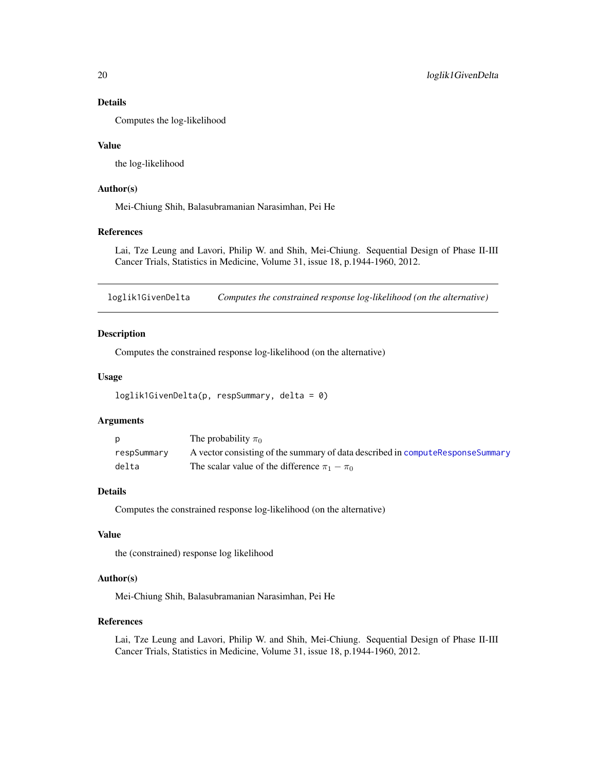### Details

Computes the log-likelihood

### Value

the log-likelihood

### Author(s)

Mei-Chiung Shih, Balasubramanian Narasimhan, Pei He

### References

Lai, Tze Leung and Lavori, Philip W. and Shih, Mei-Chiung. Sequential Design of Phase II-III Cancer Trials, Statistics in Medicine, Volume 31, issue 18, p.1944-1960, 2012.

---

## loglik1GivenDelta — *Computes the constrained response log-likelihood (on the alternative)*

### Description

Computes the constrained response log-likelihood (on the alternative)

### Usage

```
loglik1GivenDelta(p, respSummary, delta = 0)
```

### Arguments

| | |
|---|---|
| `p` | The probability $\pi_0$ |
| `respSummary` | A vector consisting of the summary of data described in `computeResponseSummary` |
| `delta` | The scalar value of the difference $\pi_1 - \pi_0$ |

### Details

Computes the constrained response log-likelihood (on the alternative)

### Value

the (constrained) response log likelihood

### Author(s)

Mei-Chiung Shih, Balasubramanian Narasimhan, Pei He

### References

Lai, Tze Leung and Lavori, Philip W. and Shih, Mei-Chiung. Sequential Design of Phase II-III Cancer Trials, Statistics in Medicine, Volume 31, issue 18, p.1944-1960, 2012.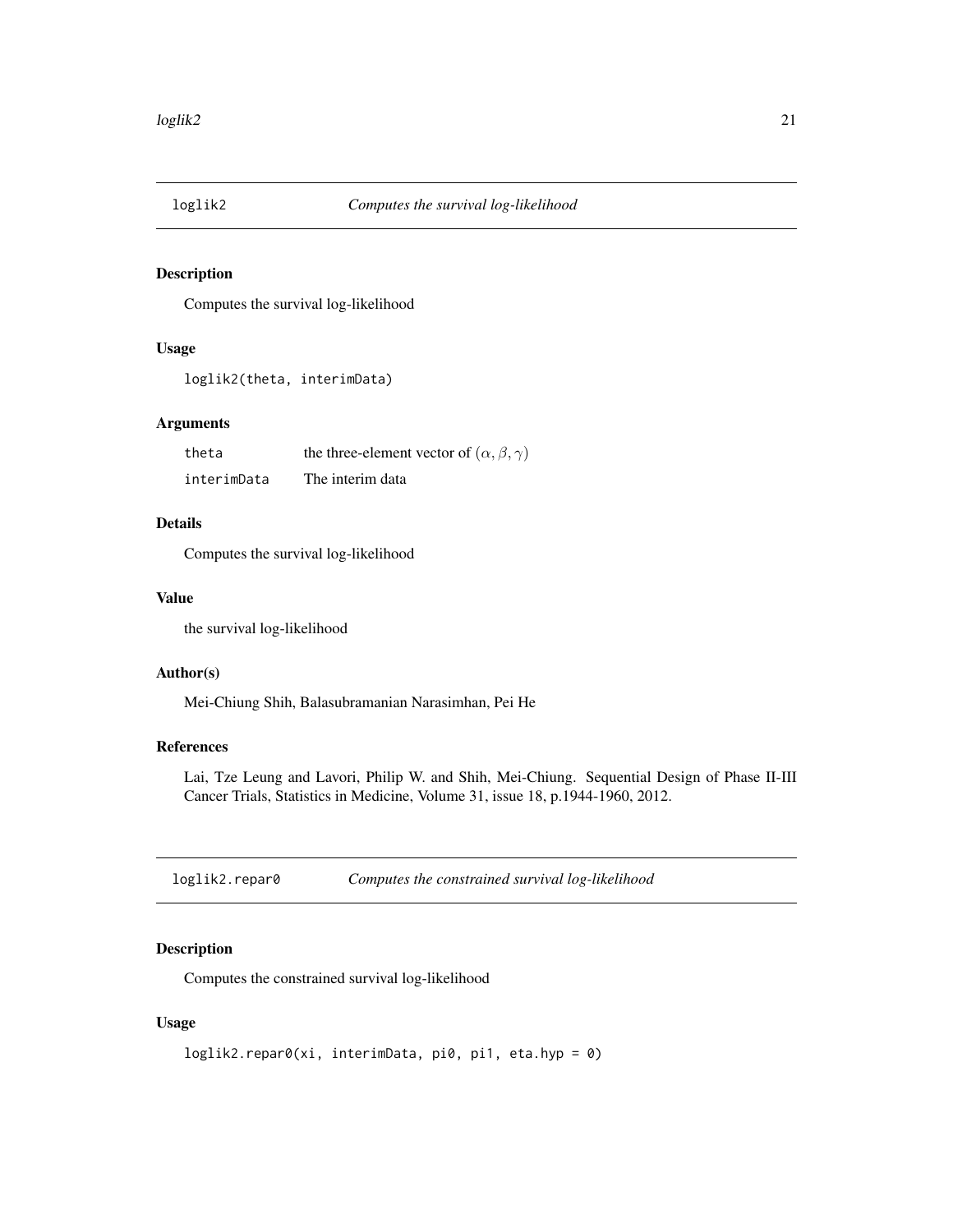## loglik2 *Computes the survival log-likelihood*

### Description

Computes the survival log-likelihood

### Usage

```
loglik2(theta, interimData)
```

### Arguments

| | |
|---|---|
| theta | the three-element vector of $(\alpha, \beta, \gamma)$ |
| interimData | The interim data |

### Details

Computes the survival log-likelihood

### Value

the survival log-likelihood

### Author(s)

Mei-Chiung Shih, Balasubramanian Narasimhan, Pei He

### References

Lai, Tze Leung and Lavori, Philip W. and Shih, Mei-Chiung. Sequential Design of Phase II-III Cancer Trials, Statistics in Medicine, Volume 31, issue 18, p.1944-1960, 2012.

## loglik2.repar0 *Computes the constrained survival log-likelihood*

### Description

Computes the constrained survival log-likelihood

### Usage

```
loglik2.repar0(xi, interimData, pi0, pi1, eta.hyp = 0)
```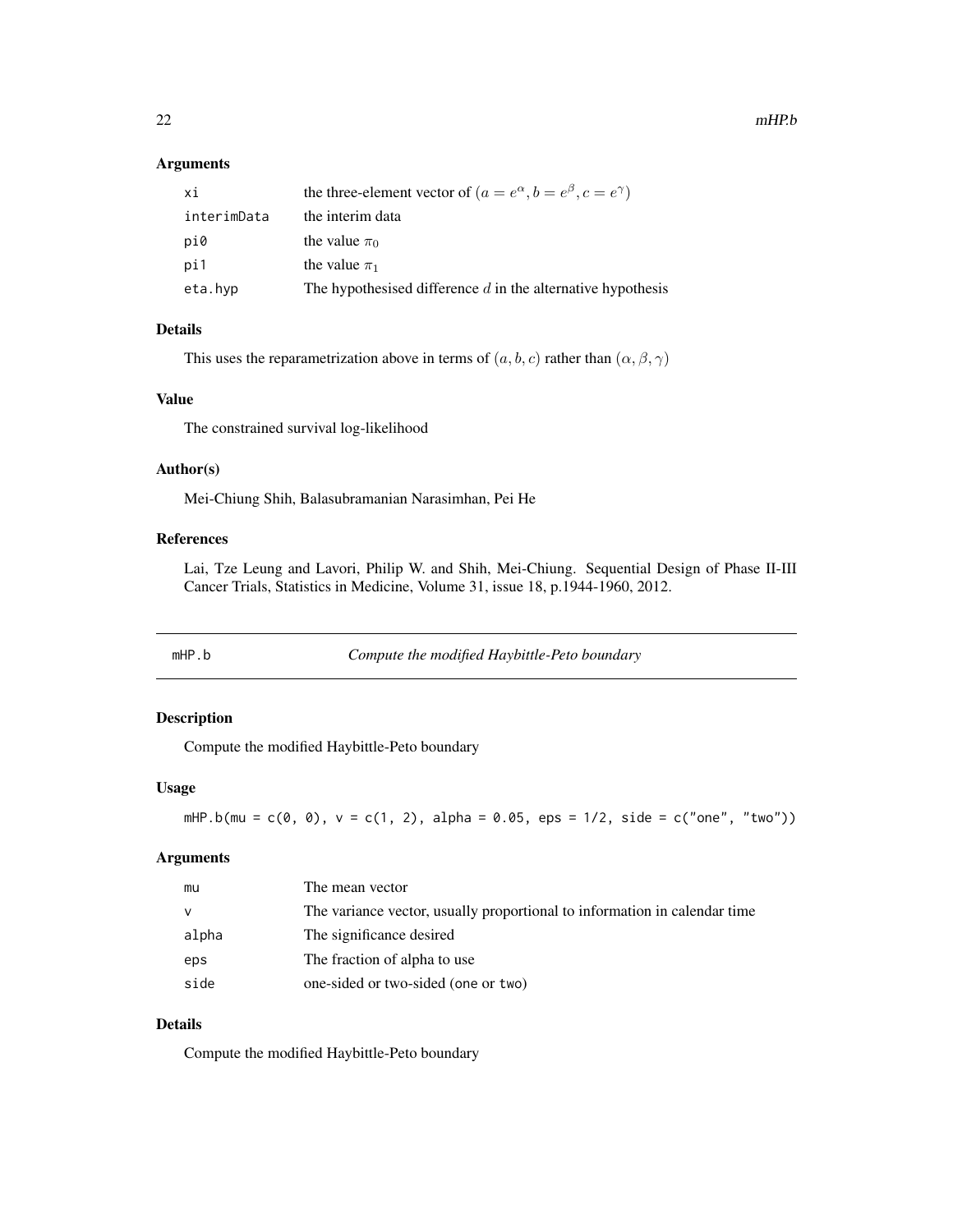### Arguments

| | |
|---|---|
| xi | the three-element vector of $(a = e^{\alpha}, b = e^{\beta}, c = e^{\gamma})$ |
| interimData | the interim data |
| pi0 | the value $\pi_0$ |
| pi1 | the value $\pi_1$ |
| eta.hyp | The hypothesised difference $d$ in the alternative hypothesis |

### Details

This uses the reparametrization above in terms of $(a, b, c)$ rather than $(\alpha, \beta, \gamma)$

### Value

The constrained survival log-likelihood

### Author(s)

Mei-Chiung Shih, Balasubramanian Narasimhan, Pei He

### References

Lai, Tze Leung and Lavori, Philip W. and Shih, Mei-Chiung. Sequential Design of Phase II-III Cancer Trials, Statistics in Medicine, Volume 31, issue 18, p.1944-1960, 2012.

---

## mHP.b — *Compute the modified Haybittle-Peto boundary*

### Description

Compute the modified Haybittle-Peto boundary

### Usage

```
mHP.b(mu = c(0, 0), v = c(1, 2), alpha = 0.05, eps = 1/2, side = c("one", "two"))
```

### Arguments

| | |
|---|---|
| mu | The mean vector |
| v | The variance vector, usually proportional to information in calendar time |
| alpha | The significance desired |
| eps | The fraction of alpha to use |
| side | one-sided or two-sided (one or two) |

### Details

Compute the modified Haybittle-Peto boundary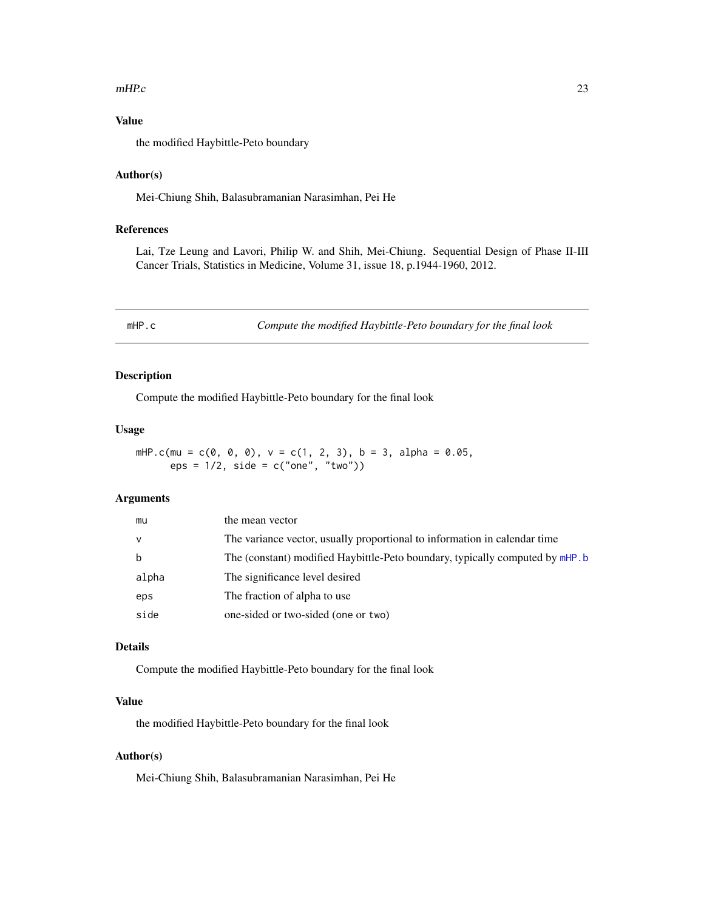### Value

the modified Haybittle-Peto boundary

### Author(s)

Mei-Chiung Shih, Balasubramanian Narasimhan, Pei He

### References

Lai, Tze Leung and Lavori, Philip W. and Shih, Mei-Chiung. Sequential Design of Phase II-III Cancer Trials, Statistics in Medicine, Volume 31, issue 18, p.1944-1960, 2012.

---

## mHP.c — *Compute the modified Haybittle-Peto boundary for the final look*

### Description

Compute the modified Haybittle-Peto boundary for the final look

### Usage

```
mHP.c(mu = c(0, 0, 0), v = c(1, 2, 3), b = 3, alpha = 0.05,
      eps = 1/2, side = c("one", "two"))
```

### Arguments

| | |
|---|---|
| `mu` | the mean vector |
| `v` | The variance vector, usually proportional to information in calendar time |
| `b` | The (constant) modified Haybittle-Peto boundary, typically computed by `mHP.b` |
| `alpha` | The significance level desired |
| `eps` | The fraction of alpha to use |
| `side` | one-sided or two-sided (`one` or `two`) |

### Details

Compute the modified Haybittle-Peto boundary for the final look

### Value

the modified Haybittle-Peto boundary for the final look

### Author(s)

Mei-Chiung Shih, Balasubramanian Narasimhan, Pei He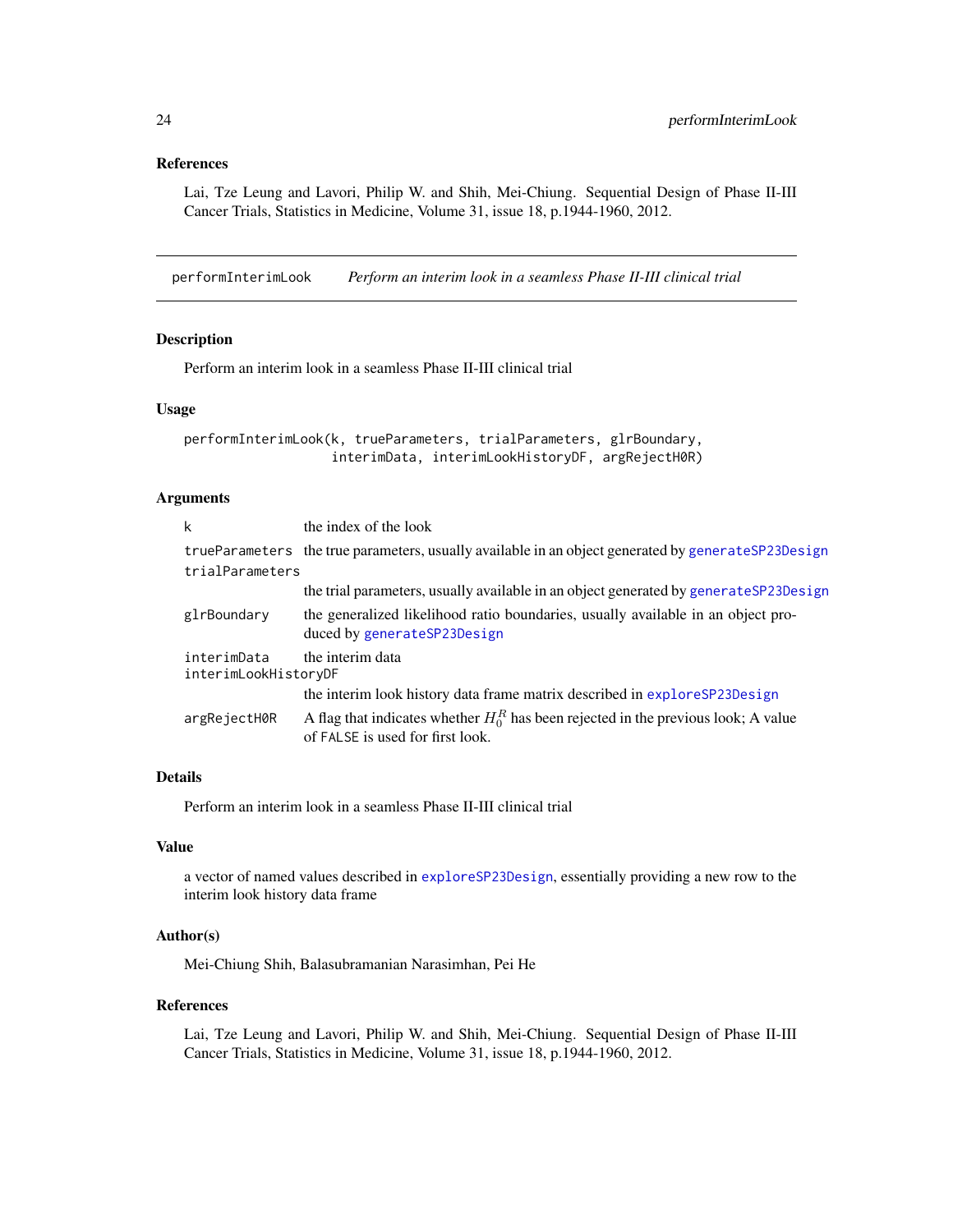## References

Lai, Tze Leung and Lavori, Philip W. and Shih, Mei-Chiung. Sequential Design of Phase II-III Cancer Trials, Statistics in Medicine, Volume 31, issue 18, p.1944-1960, 2012.

---

# performInterimLook    *Perform an interim look in a seamless Phase II-III clinical trial*

## Description

Perform an interim look in a seamless Phase II-III clinical trial

## Usage

```
performInterimLook(k, trueParameters, trialParameters, glrBoundary,
                   interimData, interimLookHistoryDF, argRejectH0R)
```

## Arguments

| | |
|---|---|
| `k` | the index of the look |
| `trueParameters` | the true parameters, usually available in an object generated by `generateSP23Design` |
| `trialParameters` | the trial parameters, usually available in an object generated by `generateSP23Design` |
| `glrBoundary` | the generalized likelihood ratio boundaries, usually available in an object produced by `generateSP23Design` |
| `interimData` | the interim data |
| `interimLookHistoryDF` | the interim look history data frame matrix described in `exploreSP23Design` |
| `argRejectH0R` | A flag that indicates whether $H_0^R$ has been rejected in the previous look; A value of `FALSE` is used for first look. |

## Details

Perform an interim look in a seamless Phase II-III clinical trial

## Value

a vector of named values described in `exploreSP23Design`, essentially providing a new row to the interim look history data frame

## Author(s)

Mei-Chiung Shih, Balasubramanian Narasimhan, Pei He

## References

Lai, Tze Leung and Lavori, Philip W. and Shih, Mei-Chiung. Sequential Design of Phase II-III Cancer Trials, Statistics in Medicine, Volume 31, issue 18, p.1944-1960, 2012.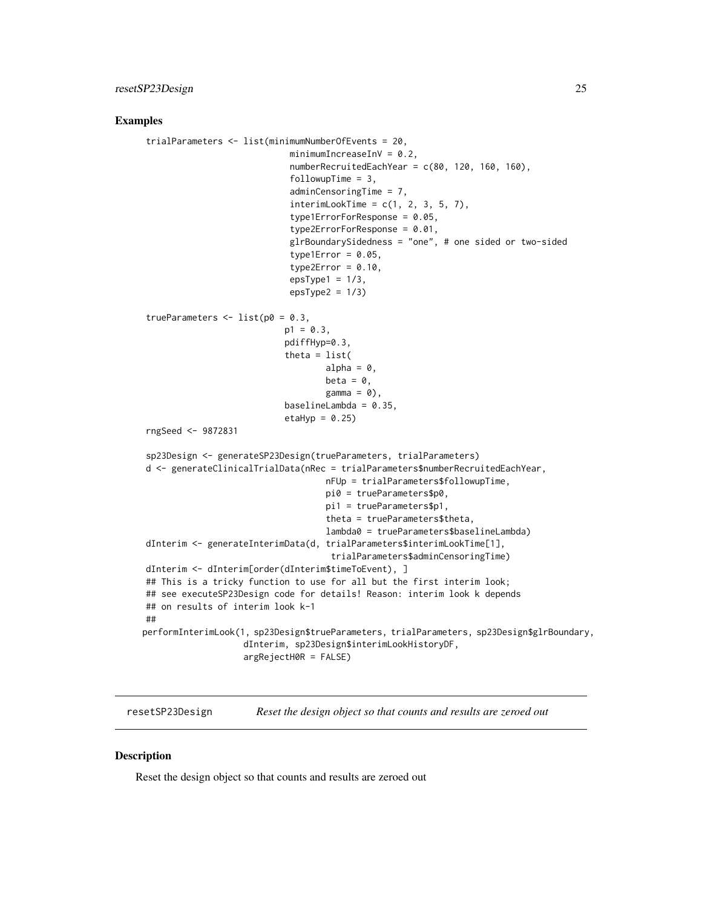## Examples

```
trialParameters <- list(minimumNumberOfEvents = 20,
                         minimumIncreaseInV = 0.2,
                         numberRecruitedEachYear = c(80, 120, 160, 160),
                         followupTime = 3,
                         adminCensoringTime = 7,
                         interimLookTime = c(1, 2, 3, 5, 7),
                         type1ErrorForResponse = 0.05,
                         type2ErrorForResponse = 0.01,
                         glrBoundarySidedness = "one", # one sided or two-sided
                         type1Error = 0.05,
                         type2Error = 0.10,
                         epsType1 = 1/3,
                         epsType2 = 1/3)

trueParameters <- list(p0 = 0.3,
                        p1 = 0.3,
                        pdiffHyp=0.3,
                        theta = list(
                                alpha = 0,
                                beta = 0,
                                gamma = 0),
                        baselineLambda = 0.35,
                        etaHyp = 0.25)
rngSeed <- 9872831

sp23Design <- generateSP23Design(trueParameters, trialParameters)
d <- generateClinicalTrialData(nRec = trialParameters$numberRecruitedEachYear,
                                nFUp = trialParameters$followupTime,
                                pi0 = trueParameters$p0,
                                pi1 = trueParameters$p1,
                                theta = trueParameters$theta,
                                lambda0 = trueParameters$baselineLambda)
dInterim <- generateInterimData(d, trialParameters$interimLookTime[1],
                                 trialParameters$adminCensoringTime)
dInterim <- dInterim[order(dInterim$timeToEvent), ]
## This is a tricky function to use for all but the first interim look;
## see executeSP23Design code for details! Reason: interim look k depends
## on results of interim look k-1
##
performInterimLook(1, sp23Design$trueParameters, trialParameters, sp23Design$glrBoundary,
                   dInterim, sp23Design$interimLookHistoryDF,
                   argRejectH0R = FALSE)
```

---

resetSP23Design    *Reset the design object so that counts and results are zeroed out*

---

## Description

Reset the design object so that counts and results are zeroed out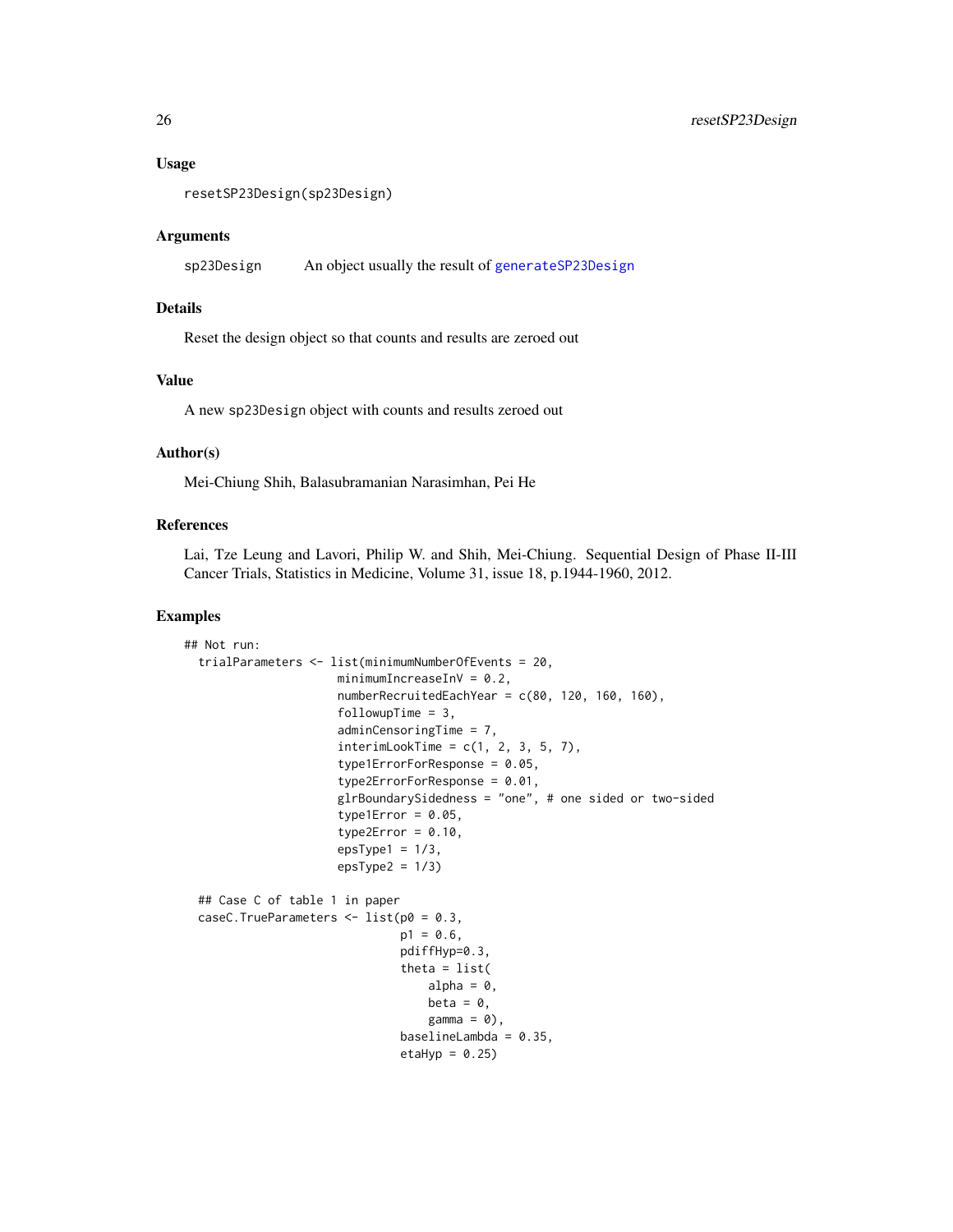### Usage

```
resetSP23Design(sp23Design)
```

### Arguments

| | |
|---|---|
| sp23Design | An object usually the result of generateSP23Design |

### Details

Reset the design object so that counts and results are zeroed out

### Value

A new sp23Design object with counts and results zeroed out

### Author(s)

Mei-Chiung Shih, Balasubramanian Narasimhan, Pei He

### References

Lai, Tze Leung and Lavori, Philip W. and Shih, Mei-Chiung. Sequential Design of Phase II-III Cancer Trials, Statistics in Medicine, Volume 31, issue 18, p.1944-1960, 2012.

### Examples

```
## Not run:
  trialParameters <- list(minimumNumberOfEvents = 20,
                      minimumIncreaseInV = 0.2,
                      numberRecruitedEachYear = c(80, 120, 160, 160),
                      followupTime = 3,
                      adminCensoringTime = 7,
                      interimLookTime = c(1, 2, 3, 5, 7),
                      type1ErrorForResponse = 0.05,
                      type2ErrorForResponse = 0.01,
                      glrBoundarySidedness = "one", # one sided or two-sided
                      type1Error = 0.05,
                      type2Error = 0.10,
                      epsType1 = 1/3,
                      epsType2 = 1/3)

  ## Case C of table 1 in paper
  caseC.TrueParameters <- list(p0 = 0.3,
                               p1 = 0.6,
                               pdiffHyp=0.3,
                               theta = list(
                                   alpha = 0,
                                   beta = 0,
                                   gamma = 0),
                               baselineLambda = 0.35,
                               etaHyp = 0.25)
```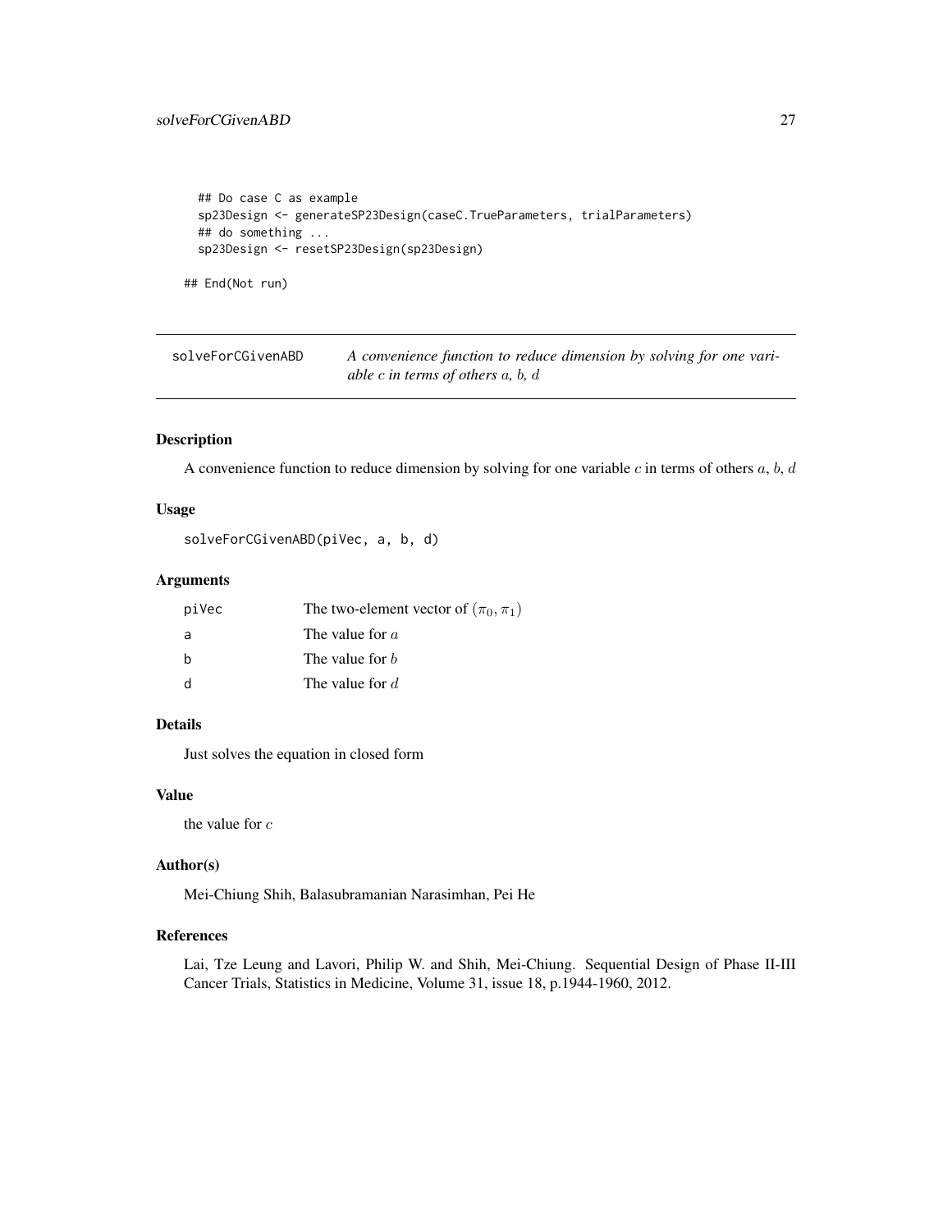```
## Do case C as example
sp23Design <- generateSP23Design(caseC.TrueParameters, trialParameters)
## do something ...
sp23Design <- resetSP23Design(sp23Design)

## End(Not run)
```

---

| solveForCGivenABD | *A convenience function to reduce dimension by solving for one variable $c$ in terms of others $a$, $b$, $d$* |
|---|---|

---

## Description

A convenience function to reduce dimension by solving for one variable $c$ in terms of others $a$, $b$, $d$

## Usage

```
solveForCGivenABD(piVec, a, b, d)
```

## Arguments

| | |
|---|---|
| piVec | The two-element vector of $(\pi_0, \pi_1)$ |
| a | The value for $a$ |
| b | The value for $b$ |
| d | The value for $d$ |

## Details

Just solves the equation in closed form

## Value

the value for $c$

## Author(s)

Mei-Chiung Shih, Balasubramanian Narasimhan, Pei He

## References

Lai, Tze Leung and Lavori, Philip W. and Shih, Mei-Chiung. Sequential Design of Phase II-III Cancer Trials, Statistics in Medicine, Volume 31, issue 18, p.1944-1960, 2012.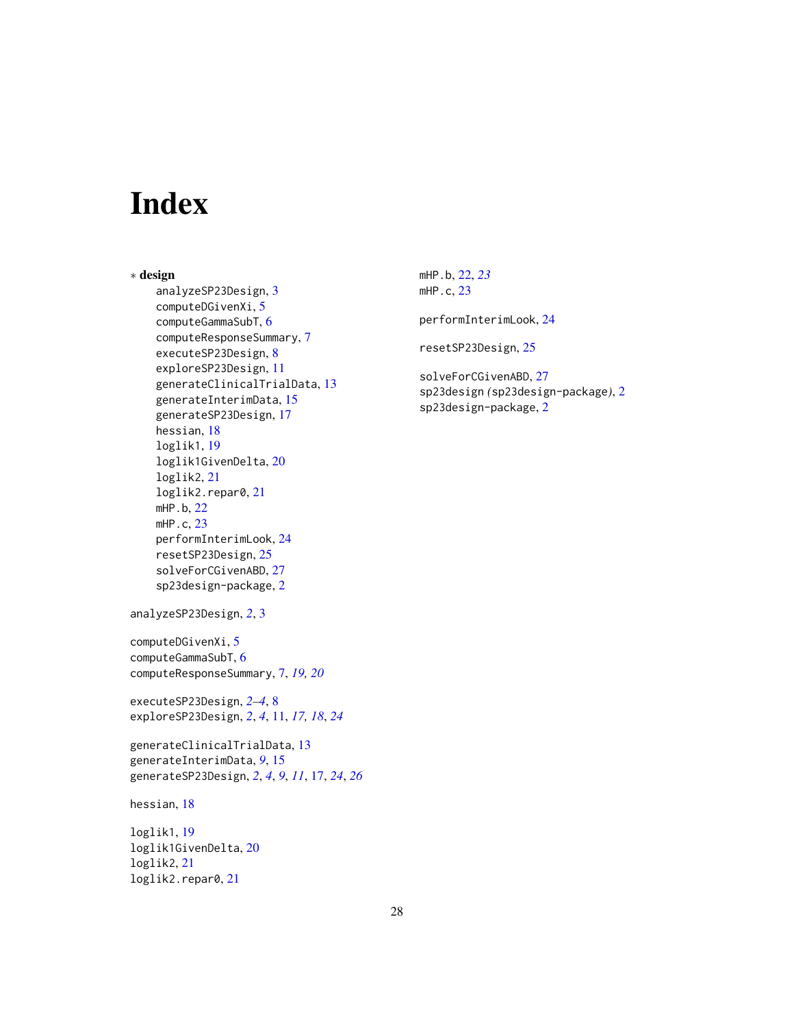# Index

∗ **design**

- analyzeSP23Design, 3
- computeDGivenXi, 5
- computeGammaSubT, 6
- computeResponseSummary, 7
- executeSP23Design, 8
- exploreSP23Design, 11
- generateClinicalTrialData, 13
- generateInterimData, 15
- generateSP23Design, 17
- hessian, 18
- loglik1, 19
- loglik1GivenDelta, 20
- loglik2, 21
- loglik2.repar0, 21
- mHP.b, 22
- mHP.c, 23
- performInterimLook, 24
- resetSP23Design, 25
- solveForCGivenABD, 27
- sp23design-package, 2

analyzeSP23Design, *2*, 3

computeDGivenXi, 5
computeGammaSubT, 6
computeResponseSummary, 7, *19, 20*

executeSP23Design, *2–4*, 8
exploreSP23Design, *2*, *4*, 11, *17, 18*, *24*

generateClinicalTrialData, 13
generateInterimData, *9*, 15
generateSP23Design, *2*, *4*, *9*, *11*, 17, *24*, *26*

hessian, 18

loglik1, 19
loglik1GivenDelta, 20
loglik2, 21
loglik2.repar0, 21

mHP.b, 22, *23*
mHP.c, 23

performInterimLook, 24

resetSP23Design, 25

solveForCGivenABD, 27
sp23design (sp23design-package), 2
sp23design-package, 2